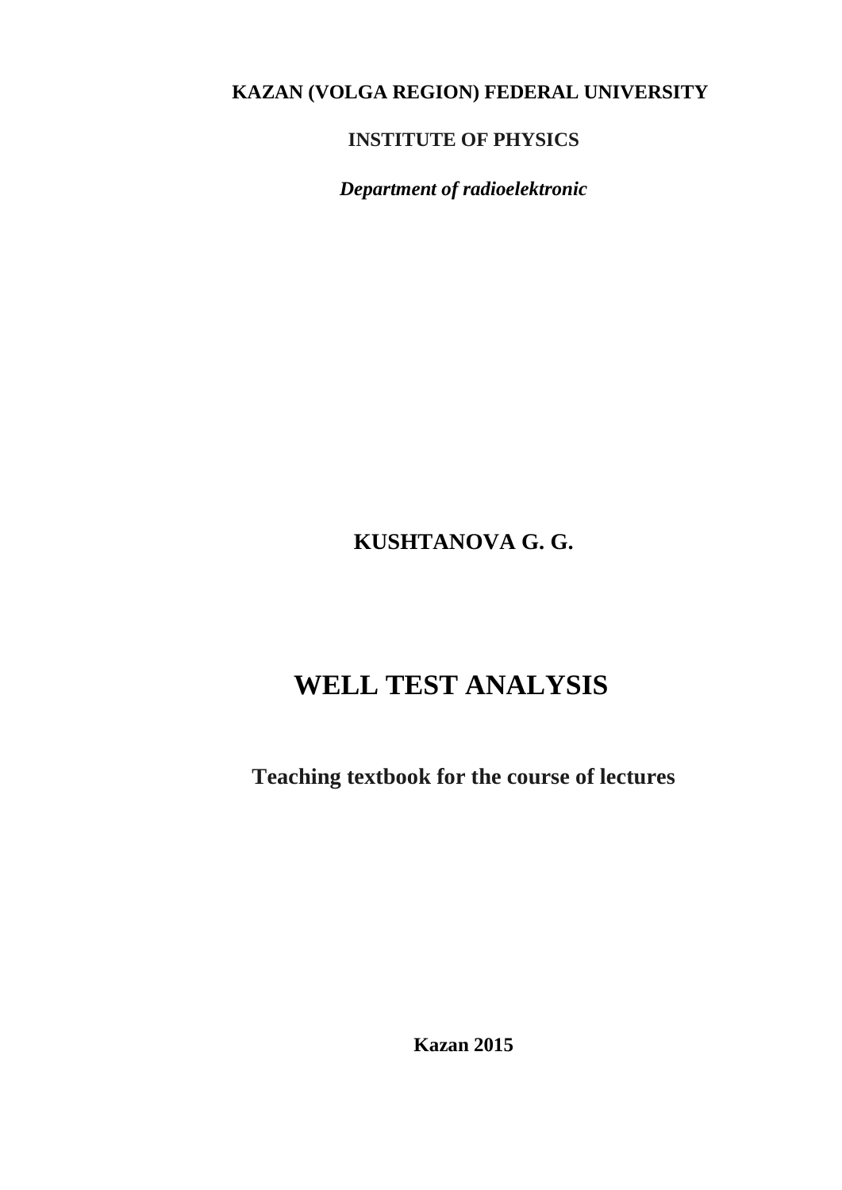**KAZAN (VOLGA REGION) FEDERAL UNIVERSITY**

**INSTITUTE OF PHYSICS**

***Department of radioelektronic***

**KUSHTANOVA G. G.**

# WELL TEST ANALYSIS

**Teaching textbook for the course of lectures**

**Kazan 2015**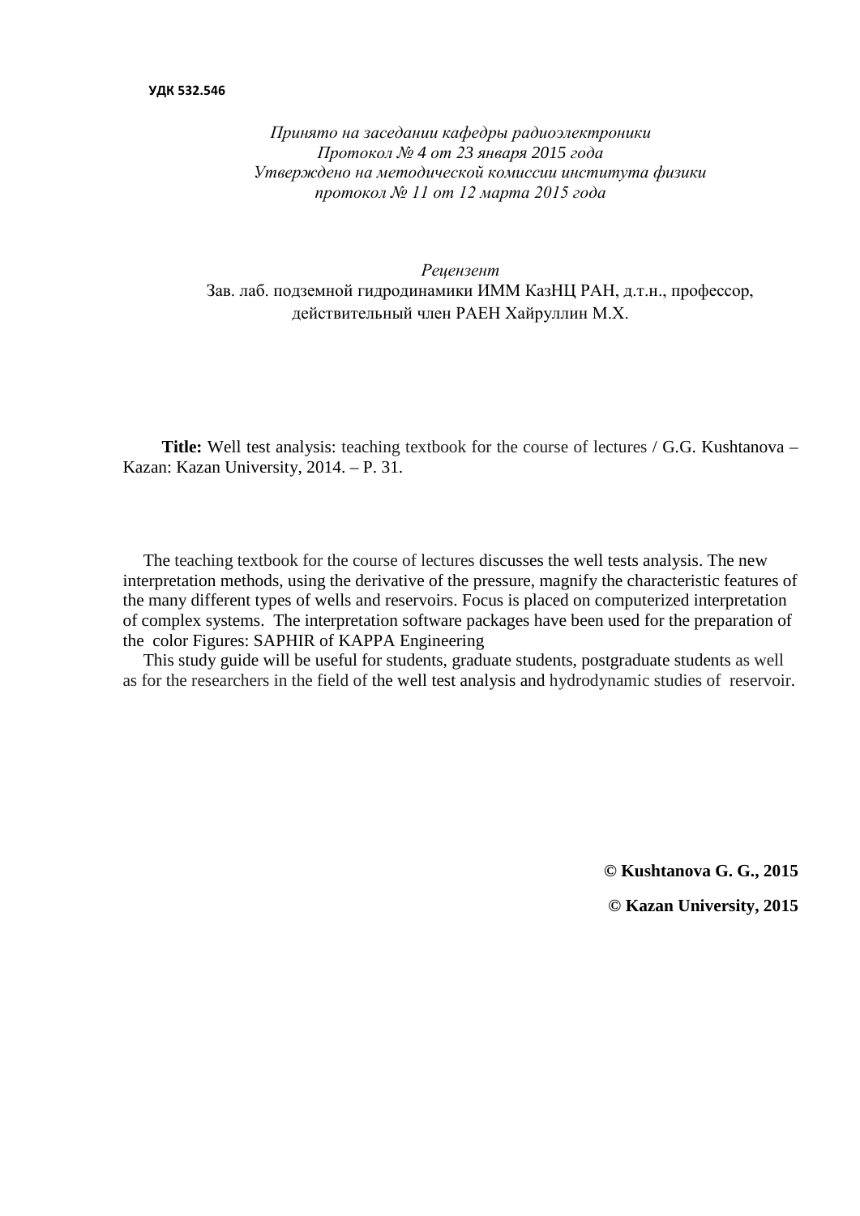**УДК 532.546**

*Принято на заседании кафедры радиоэлектроники*
*Протокол № 4 от 23 января 2015 года*
*Утверждено на методической комиссии института физики*
*протокол № 11 от 12 марта 2015 года*

*Рецензент*
Зав. лаб. подземной гидродинамики ИММ КазНЦ РАН, д.т.н., профессор, действительный член РАЕН Хайруллин М.Х.

**Title:** Well test analysis: teaching textbook for the course of lectures / G.G. Kushtanova – Kazan: Kazan University, 2014. – P. 31.

The teaching textbook for the course of lectures discusses the well tests analysis. The new interpretation methods, using the derivative of the pressure, magnify the characteristic features of the many different types of wells and reservoirs. Focus is placed on computerized interpretation of complex systems. The interpretation software packages have been used for the preparation of the color Figures: SAPHIR of KAPPA Engineering

This study guide will be useful for students, graduate students, postgraduate students as well as for the researchers in the field of the well test analysis and hydrodynamic studies of reservoir.

**© Kushtanova G. G., 2015**

**© Kazan University, 2015**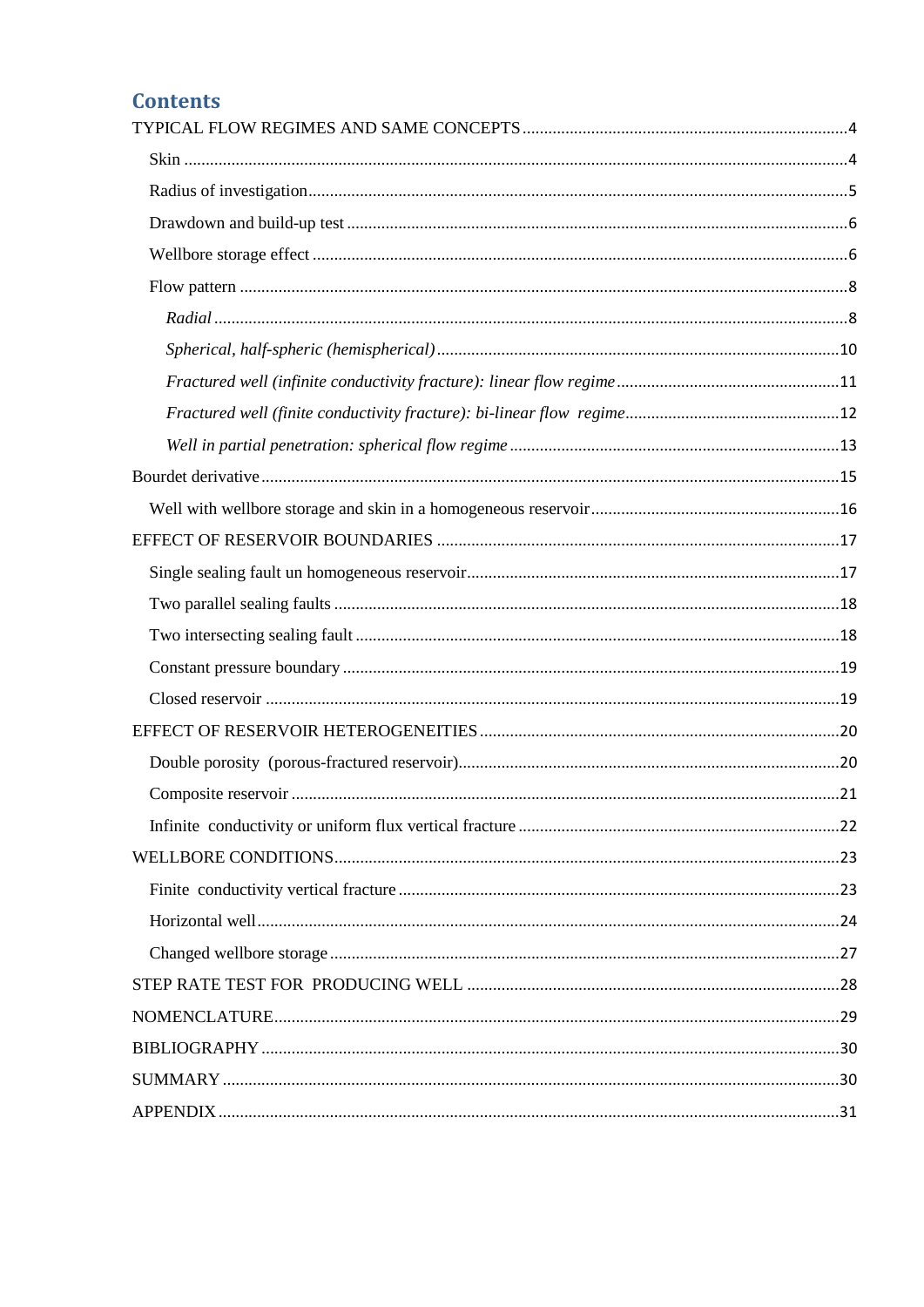# Contents

TYPICAL FLOW REGIMES AND SAME CONCEPTS ........ 4

- Skin ........ 4
- Radius of investigation ........ 5
- Drawdown and build-up test ........ 6
- Wellbore storage effect ........ 6
- Flow pattern ........ 8
  - *Radial* ........ 8
  - *Spherical, half-spheric (hemispherical)* ........ 10
  - *Fractured well (infinite conductivity fracture): linear flow regime* ........ 11
  - *Fractured well (finite conductivity fracture): bi-linear flow regime* ........ 12
  - *Well in partial penetration: spherical flow regime* ........ 13

Bourdet derivative ........ 15

- Well with wellbore storage and skin in a homogeneous reservoir ........ 16

EFFECT OF RESERVOIR BOUNDARIES ........ 17

- Single sealing fault un homogeneous reservoir ........ 17
- Two parallel sealing faults ........ 18
- Two intersecting sealing fault ........ 18
- Constant pressure boundary ........ 19
- Closed reservoir ........ 19

EFFECT OF RESERVOIR HETEROGENEITIES ........ 20

- Double porosity (porous-fractured reservoir) ........ 20
- Composite reservoir ........ 21
- Infinite conductivity or uniform flux vertical fracture ........ 22

WELLBORE CONDITIONS ........ 23

- Finite conductivity vertical fracture ........ 23
- Horizontal well ........ 24
- Changed wellbore storage ........ 27

STEP RATE TEST FOR PRODUCING WELL ........ 28

NOMENCLATURE ........ 29

BIBLIOGRAPHY ........ 30

SUMMARY ........ 30

APPENDIX ........ 31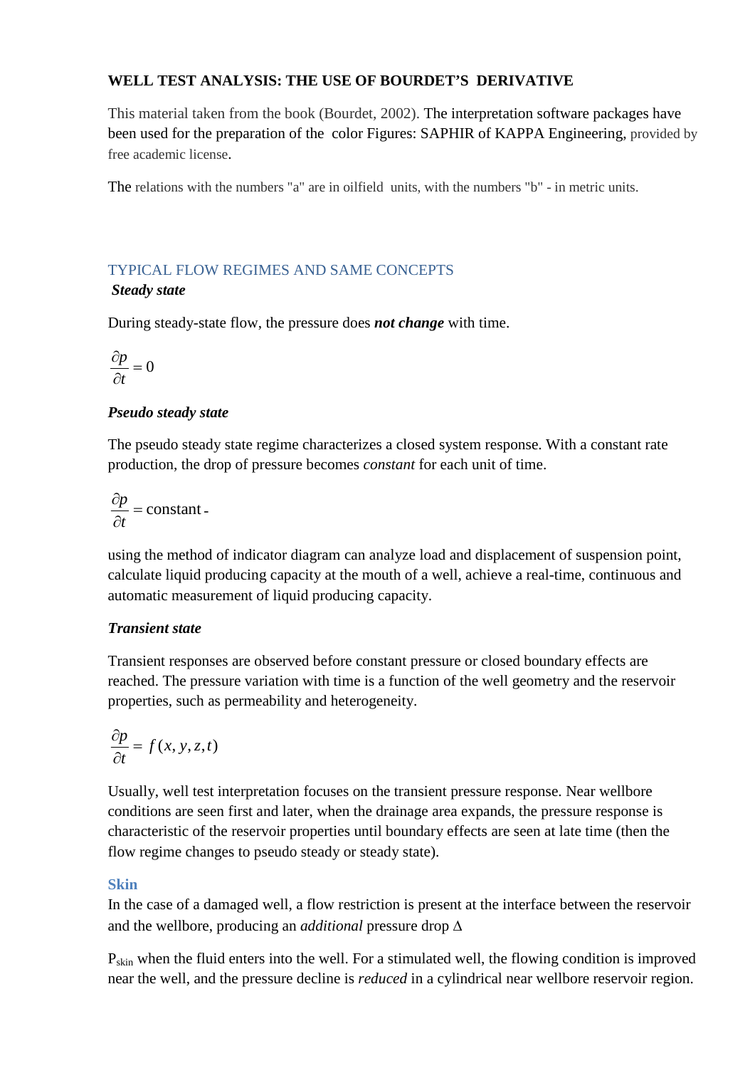**WELL TEST ANALYSIS: THE USE OF BOURDET'S DERIVATIVE**

This material taken from the book (Bourdet, 2002). The interpretation software packages have been used for the preparation of the color Figures: SAPHIR of KAPPA Engineering, provided by free academic license.

The relations with the numbers "a" are in oilfield units, with the numbers "b" - in metric units.

## TYPICAL FLOW REGIMES AND SAME CONCEPTS

***Steady state***

During steady-state flow, the pressure does ***not change*** with time.

$$\frac{\partial p}{\partial t} = 0$$

***Pseudo steady state***

The pseudo steady state regime characterizes a closed system response. With a constant rate production, the drop of pressure becomes *constant* for each unit of time.

$$\frac{\partial p}{\partial t} = \text{constant}$$

using the method of indicator diagram can analyze load and displacement of suspension point, calculate liquid producing capacity at the mouth of a well, achieve a real-time, continuous and automatic measurement of liquid producing capacity.

***Transient state***

Transient responses are observed before constant pressure or closed boundary effects are reached. The pressure variation with time is a function of the well geometry and the reservoir properties, such as permeability and heterogeneity.

$$\frac{\partial p}{\partial t} = f(x, y, z, t)$$

Usually, well test interpretation focuses on the transient pressure response. Near wellbore conditions are seen first and later, when the drainage area expands, the pressure response is characteristic of the reservoir properties until boundary effects are seen at late time (then the flow regime changes to pseudo steady or steady state).

### Skin

In the case of a damaged well, a flow restriction is present at the interface between the reservoir and the wellbore, producing an *additional* pressure drop $\Delta$

$P_{skin}$ when the fluid enters into the well. For a stimulated well, the flowing condition is improved near the well, and the pressure decline is *reduced* in a cylindrical near wellbore reservoir region.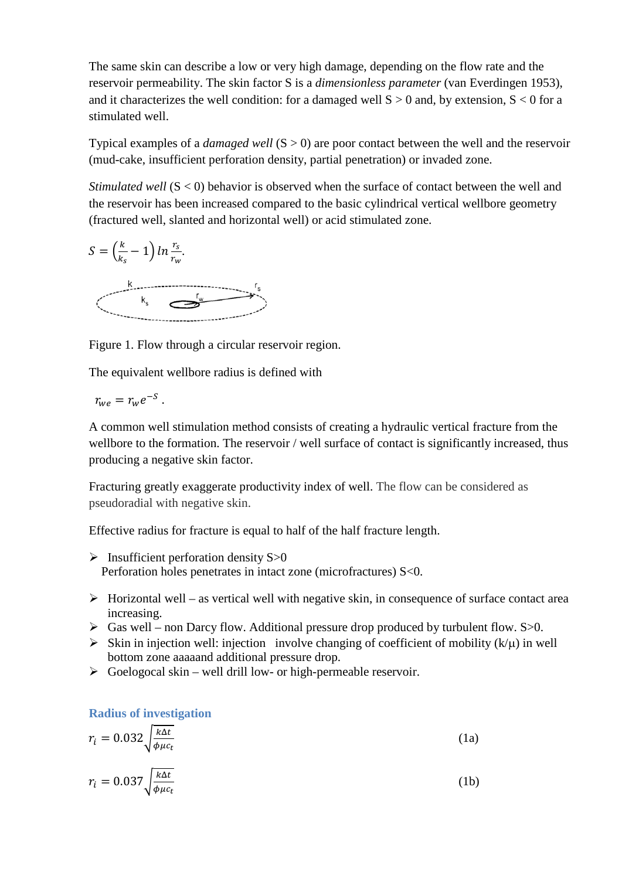The same skin can describe a low or very high damage, depending on the flow rate and the reservoir permeability. The skin factor S is a *dimensionless parameter* (van Everdingen 1953), and it characterizes the well condition: for a damaged well S > 0 and, by extension, S < 0 for a stimulated well.

Typical examples of a *damaged well* (S > 0) are poor contact between the well and the reservoir (mud-cake, insufficient perforation density, partial penetration) or invaded zone.

*Stimulated well* (S < 0) behavior is observed when the surface of contact between the well and the reservoir has been increased compared to the basic cylindrical vertical wellbore geometry (fractured well, slanted and horizontal well) or acid stimulated zone.

$$S = \left(\frac{k}{k_s} - 1\right) ln \frac{r_s}{r_w}.$$

Figure 1. Flow through a circular reservoir region.

The equivalent wellbore radius is defined with

$$r_{we} = r_w e^{-S}.$$

A common well stimulation method consists of creating a hydraulic vertical fracture from the wellbore to the formation. The reservoir / well surface of contact is significantly increased, thus producing a negative skin factor.

Fracturing greatly exaggerate productivity index of well. The flow can be considered as pseudoradial with negative skin.

Effective radius for fracture is equal to half of the half fracture length.

- Insufficient perforation density S>0
  Perforation holes penetrates in intact zone (microfractures) S<0.

- Horizontal well – as vertical well with negative skin, in consequence of surface contact area increasing.
- Gas well – non Darcy flow. Additional pressure drop produced by turbulent flow. S>0.
- Skin in injection well: injection involve changing of coefficient of mobility ($k/\mu$) in well bottom zone aaaaand additional pressure drop.
- Goelogocal skin – well drill low- or high-permeable reservoir.

### Radius of investigation

$$r_i = 0.032\sqrt{\frac{k\Delta t}{\phi\mu c_t}} \quad (1a)$$

$$r_i = 0.037\sqrt{\frac{k\Delta t}{\phi\mu c_t}} \quad (1b)$$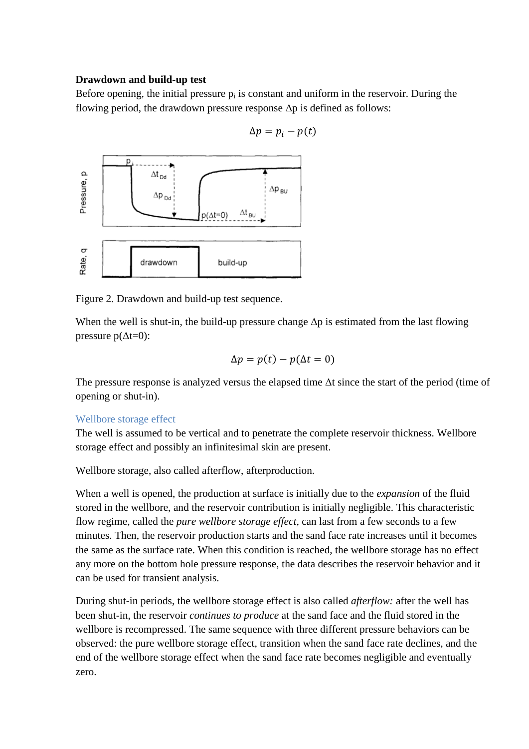**Drawdown and build-up test**

Before opening, the initial pressure $p_i$ is constant and uniform in the reservoir. During the flowing period, the drawdown pressure response $\Delta p$ is defined as follows:

$$\Delta p = p_i - p(t)$$

Figure 2. Drawdown and build-up test sequence.

When the well is shut-in, the build-up pressure change $\Delta p$ is estimated from the last flowing pressure $p(\Delta t=0)$:

$$\Delta p = p(t) - p(\Delta t = 0)$$

The pressure response is analyzed versus the elapsed time $\Delta t$ since the start of the period (time of opening or shut-in).

### Wellbore storage effect

The well is assumed to be vertical and to penetrate the complete reservoir thickness. Wellbore storage effect and possibly an infinitesimal skin are present.

Wellbore storage, also called afterflow, afterproduction.

When a well is opened, the production at surface is initially due to the *expansion* of the fluid stored in the wellbore, and the reservoir contribution is initially negligible. This characteristic flow regime, called the *pure wellbore storage effect*, can last from a few seconds to a few minutes. Then, the reservoir production starts and the sand face rate increases until it becomes the same as the surface rate. When this condition is reached, the wellbore storage has no effect any more on the bottom hole pressure response, the data describes the reservoir behavior and it can be used for transient analysis.

During shut-in periods, the wellbore storage effect is also called *afterflow:* after the well has been shut-in, the reservoir *continues to produce* at the sand face and the fluid stored in the wellbore is recompressed. The same sequence with three different pressure behaviors can be observed: the pure wellbore storage effect, transition when the sand face rate declines, and the end of the wellbore storage effect when the sand face rate becomes negligible and eventually zero.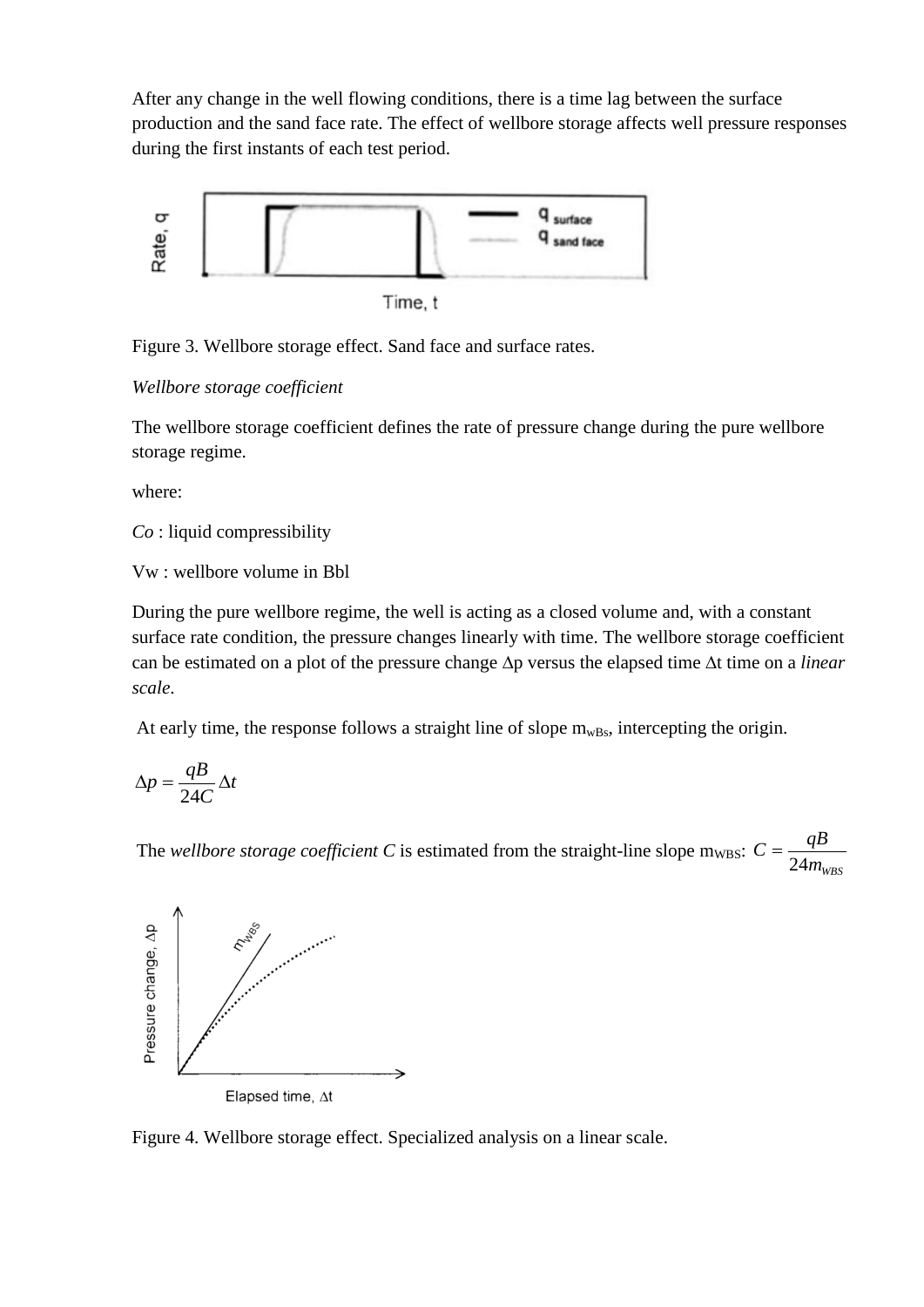After any change in the well flowing conditions, there is a time lag between the surface production and the sand face rate. The effect of wellbore storage affects well pressure responses during the first instants of each test period.

Figure 3. Wellbore storage effect. Sand face and surface rates.

*Wellbore storage coefficient*

The wellbore storage coefficient defines the rate of pressure change during the pure wellbore storage regime.

where:

*Co* : liquid compressibility

Vw : wellbore volume in Bbl

During the pure wellbore regime, the well is acting as a closed volume and, with a constant surface rate condition, the pressure changes linearly with time. The wellbore storage coefficient can be estimated on a plot of the pressure change Δp versus the elapsed time Δt time on a *linear scale*.

At early time, the response follows a straight line of slope $m_{wBs}$, intercepting the origin.

$$\Delta p = \frac{qB}{24C}\Delta t$$

The *wellbore storage coefficient C* is estimated from the straight-line slope $m_{WBS}$: $C = \frac{qB}{24m_{WBS}}$

Figure 4. Wellbore storage effect. Specialized analysis on a linear scale.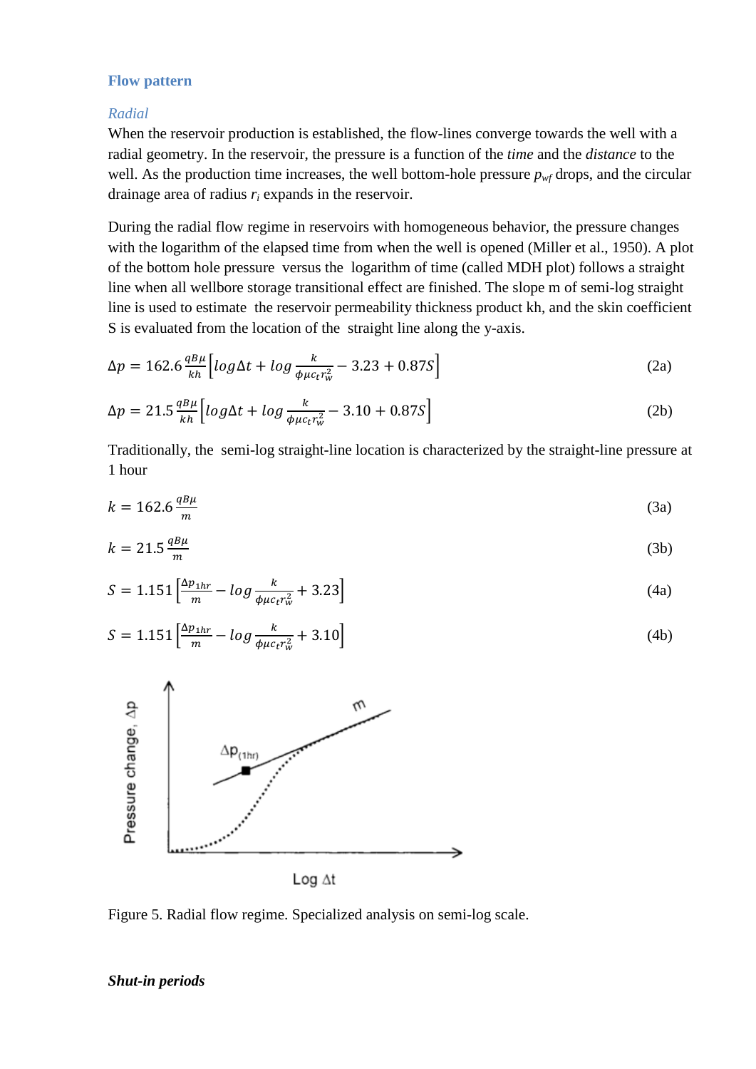## Flow pattern

### *Radial*

When the reservoir production is established, the flow-lines converge towards the well with a radial geometry. In the reservoir, the pressure is a function of the *time* and the *distance* to the well. As the production time increases, the well bottom-hole pressure $p_{wf}$ drops, and the circular drainage area of radius $r_i$ expands in the reservoir.

During the radial flow regime in reservoirs with homogeneous behavior, the pressure changes with the logarithm of the elapsed time from when the well is opened (Miller et al., 1950). A plot of the bottom hole pressure versus the logarithm of time (called MDH plot) follows a straight line when all wellbore storage transitional effect are finished. The slope m of semi-log straight line is used to estimate the reservoir permeability thickness product kh, and the skin coefficient S is evaluated from the location of the straight line along the y-axis.

$$\Delta p = 162.6 \frac{qB\mu}{kh}\left[log\Delta t + log\frac{k}{\phi\mu c_t r_w^2} - 3.23 + 0.87S\right] \tag{2a}$$

$$\Delta p = 21.5 \frac{qB\mu}{kh}\left[log\Delta t + log\frac{k}{\phi\mu c_t r_w^2} - 3.10 + 0.87S\right] \tag{2b}$$

Traditionally, the semi-log straight-line location is characterized by the straight-line pressure at 1 hour

$$k = 162.6 \frac{qB\mu}{m} \tag{3a}$$

$$k = 21.5 \frac{qB\mu}{m} \tag{3b}$$

$$S = 1.151\left[\frac{\Delta p_{1hr}}{m} - log\frac{k}{\phi\mu c_t r_w^2} + 3.23\right] \tag{4a}$$

$$S = 1.151\left[\frac{\Delta p_{1hr}}{m} - log\frac{k}{\phi\mu c_t r_w^2} + 3.10\right] \tag{4b}$$

Figure 5. Radial flow regime. Specialized analysis on semi-log scale.

***Shut-in periods***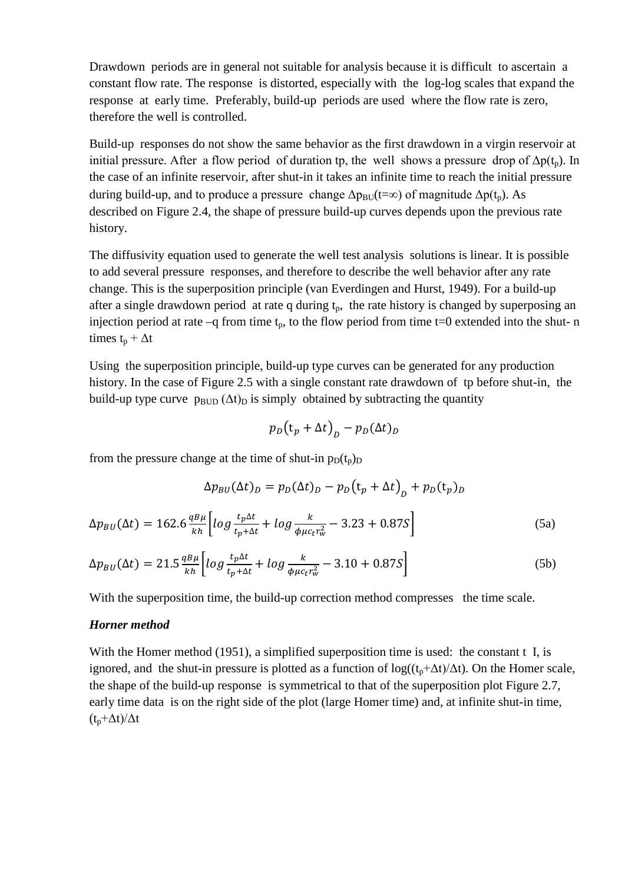Drawdown periods are in general not suitable for analysis because it is difficult to ascertain a constant flow rate. The response is distorted, especially with the log-log scales that expand the response at early time. Preferably, build-up periods are used where the flow rate is zero, therefore the well is controlled.

Build-up responses do not show the same behavior as the first drawdown in a virgin reservoir at initial pressure. After a flow period of duration tp, the well shows a pressure drop of $\Delta p(t_p)$. In the case of an infinite reservoir, after shut-in it takes an infinite time to reach the initial pressure during build-up, and to produce a pressure change $\Delta p_{BU}(t{=}\infty)$ of magnitude $\Delta p(t_p)$. As described on Figure 2.4, the shape of pressure build-up curves depends upon the previous rate history.

The diffusivity equation used to generate the well test analysis solutions is linear. It is possible to add several pressure responses, and therefore to describe the well behavior after any rate change. This is the superposition principle (van Everdingen and Hurst, 1949). For a build-up after a single drawdown period at rate q during $t_p$, the rate history is changed by superposing an injection period at rate –q from time $t_p$, to the flow period from time t=0 extended into the shut- n times $t_p + \Delta t$

Using the superposition principle, build-up type curves can be generated for any production history. In the case of Figure 2.5 with a single constant rate drawdown of tp before shut-in, the build-up type curve $p_{BUD}(\Delta t)_D$ is simply obtained by subtracting the quantity

$$p_D\left(t_p + \Delta t\right)_D - p_D(\Delta t)_D$$

from the pressure change at the time of shut-in $p_D(t_p)_D$

$$\Delta p_{BU}(\Delta t)_D = p_D(\Delta t)_D - p_D\left(t_p + \Delta t\right)_D + p_D(t_p)_D$$

$$\Delta p_{BU}(\Delta t) = 162.6\,\frac{qB\mu}{kh}\left[\log\frac{t_p\Delta t}{t_p+\Delta t} + \log\frac{k}{\phi\mu c_t r_w^2} - 3.23 + 0.87S\right] \tag{5a}$$

$$\Delta p_{BU}(\Delta t) = 21.5\,\frac{qB\mu}{kh}\left[\log\frac{t_p\Delta t}{t_p+\Delta t} + \log\frac{k}{\phi\mu c_t r_w^2} - 3.10 + 0.87S\right] \tag{5b}$$

With the superposition time, the build-up correction method compresses the time scale.

***Horner method***

With the Homer method (1951), a simplified superposition time is used: the constant t I, is ignored, and the shut-in pressure is plotted as a function of $\log((t_p+\Delta t)/\Delta t)$. On the Homer scale, the shape of the build-up response is symmetrical to that of the superposition plot Figure 2.7, early time data is on the right side of the plot (large Homer time) and, at infinite shut-in time, $(t_p+\Delta t)/\Delta t$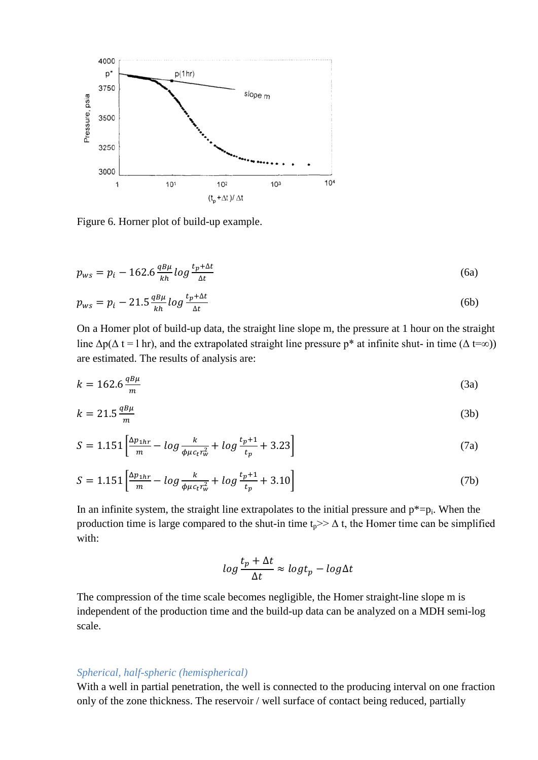Figure 6. Horner plot of build-up example.

$$p_{ws} = p_i - 162.6\frac{qB\mu}{kh}log\frac{t_p+\Delta t}{\Delta t} \tag{6a}$$

$$p_{ws} = p_i - 21.5\frac{qB\mu}{kh}log\frac{t_p+\Delta t}{\Delta t} \tag{6b}$$

On a Homer plot of build-up data, the straight line slope m, the pressure at 1 hour on the straight line $\Delta p(\Delta t = 1 \text{ hr})$, and the extrapolated straight line pressure p* at infinite shut- in time ($\Delta t=\infty$)) are estimated. The results of analysis are:

$$k = 162.6\frac{qB\mu}{m} \tag{3a}$$

$$k = 21.5\frac{qB\mu}{m} \tag{3b}$$

$$S = 1.151\left[\frac{\Delta p_{1hr}}{m} - log\frac{k}{\phi\mu c_t r_w^2} + log\frac{t_p+1}{t_p} + 3.23\right] \tag{7a}$$

$$S = 1.151\left[\frac{\Delta p_{1hr}}{m} - log\frac{k}{\phi\mu c_t r_w^2} + log\frac{t_p+1}{t_p} + 3.10\right] \tag{7b}$$

In an infinite system, the straight line extrapolates to the initial pressure and $p^*=p_i$. When the production time is large compared to the shut-in time $t_p >> \Delta t$, the Homer time can be simplified with:

$$log\frac{t_p+\Delta t}{\Delta t} \approx log t_p - log\Delta t$$

The compression of the time scale becomes negligible, the Homer straight-line slope m is independent of the production time and the build-up data can be analyzed on a MDH semi-log scale.

### *Spherical, half-spheric (hemispherical)*

With a well in partial penetration, the well is connected to the producing interval on one fraction only of the zone thickness. The reservoir / well surface of contact being reduced, partially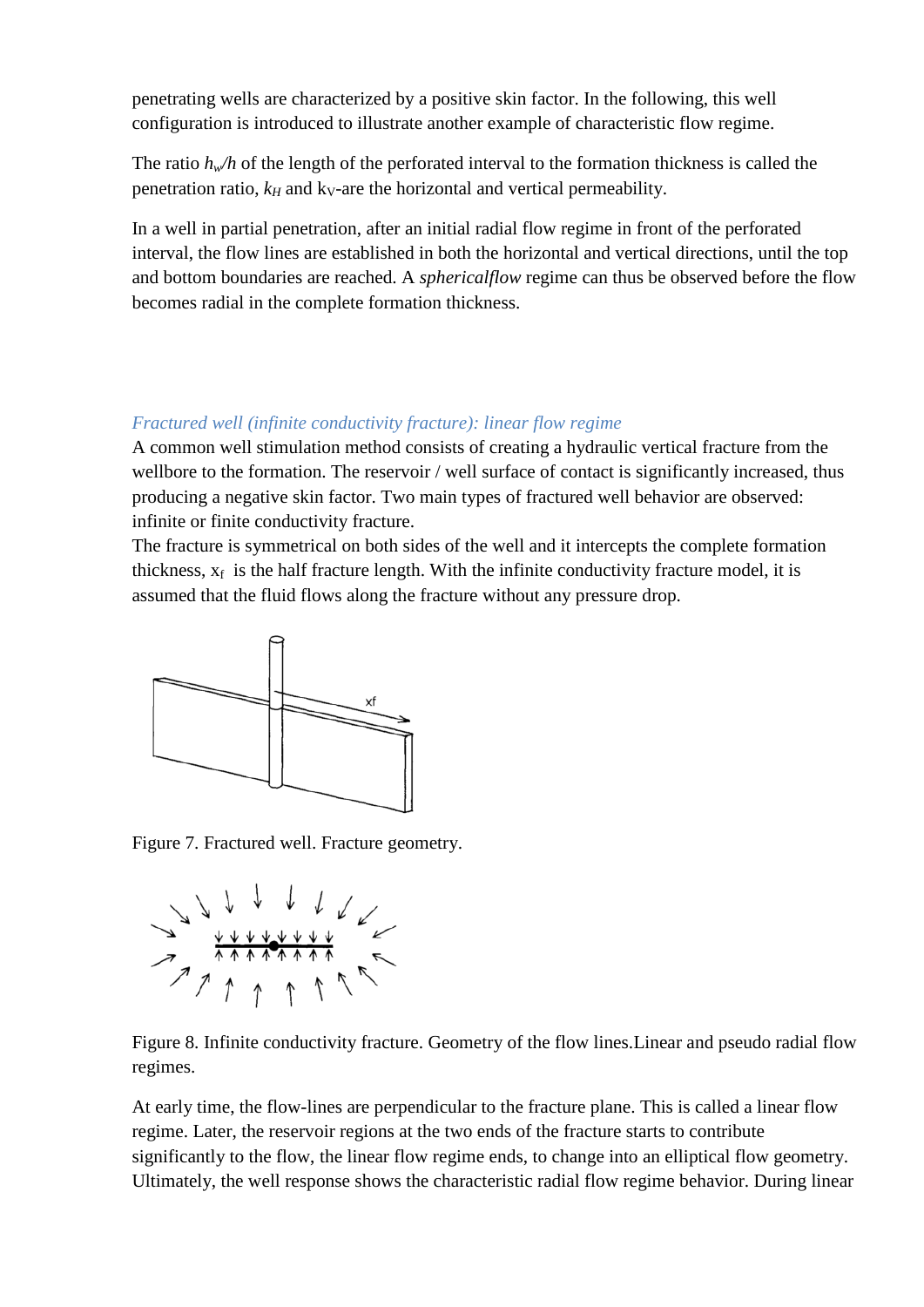penetrating wells are characterized by a positive skin factor. In the following, this well configuration is introduced to illustrate another example of characteristic flow regime.

The ratio $h_w/h$ of the length of the perforated interval to the formation thickness is called the penetration ratio, $k_H$ and $k_V$-are the horizontal and vertical permeability.

In a well in partial penetration, after an initial radial flow regime in front of the perforated interval, the flow lines are established in both the horizontal and vertical directions, until the top and bottom boundaries are reached. A *sphericalflow* regime can thus be observed before the flow becomes radial in the complete formation thickness.

### *Fractured well (infinite conductivity fracture): linear flow regime*

A common well stimulation method consists of creating a hydraulic vertical fracture from the wellbore to the formation. The reservoir / well surface of contact is significantly increased, thus producing a negative skin factor. Two main types of fractured well behavior are observed: infinite or finite conductivity fracture.

The fracture is symmetrical on both sides of the well and it intercepts the complete formation thickness, $x_f$ is the half fracture length. With the infinite conductivity fracture model, it is assumed that the fluid flows along the fracture without any pressure drop.

Figure 7. Fractured well. Fracture geometry.

Figure 8. Infinite conductivity fracture. Geometry of the flow lines.Linear and pseudo radial flow regimes.

At early time, the flow-lines are perpendicular to the fracture plane. This is called a linear flow regime. Later, the reservoir regions at the two ends of the fracture starts to contribute significantly to the flow, the linear flow regime ends, to change into an elliptical flow geometry. Ultimately, the well response shows the characteristic radial flow regime behavior. During linear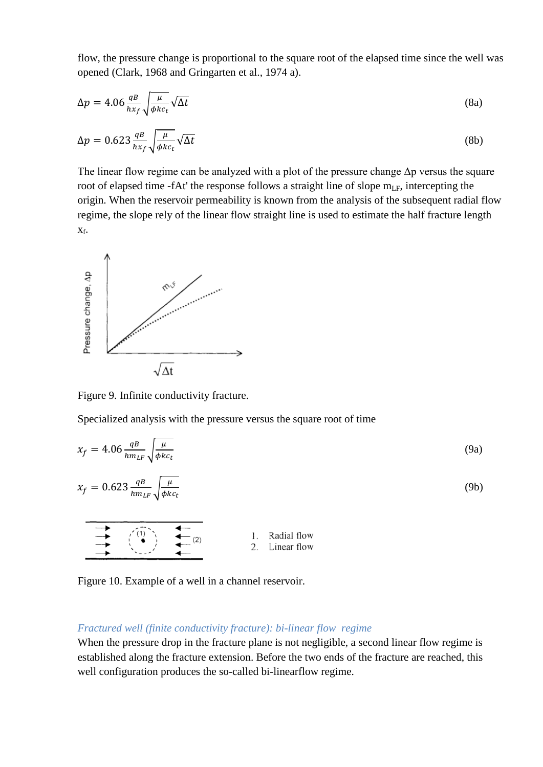flow, the pressure change is proportional to the square root of the elapsed time since the well was opened (Clark, 1968 and Gringarten et al., 1974 a).

$$\Delta p = 4.06 \frac{qB}{hx_f} \sqrt{\frac{\mu}{\phi k c_t}} \sqrt{\Delta t} \tag{8a}$$

$$\Delta p = 0.623 \frac{qB}{hx_f} \sqrt{\frac{\mu}{\phi k c_t}} \sqrt{\Delta t} \tag{8b}$$

The linear flow regime can be analyzed with a plot of the pressure change Δp versus the square root of elapsed time -fAt' the response follows a straight line of slope $m_{LF}$, intercepting the origin. When the reservoir permeability is known from the analysis of the subsequent radial flow regime, the slope rely of the linear flow straight line is used to estimate the half fracture length $x_f$.

Figure 9. Infinite conductivity fracture.

Specialized analysis with the pressure versus the square root of time

$$x_f = 4.06 \frac{qB}{hm_{LF}} \sqrt{\frac{\mu}{\phi k c_t}} \tag{9a}$$

$$x_f = 0.623 \frac{qB}{hm_{LF}} \sqrt{\frac{\mu}{\phi k c_t}} \tag{9b}$$

1. Radial flow
2. Linear flow

Figure 10. Example of a well in a channel reservoir.

### *Fractured well (finite conductivity fracture): bi-linear flow regime*

When the pressure drop in the fracture plane is not negligible, a second linear flow regime is established along the fracture extension. Before the two ends of the fracture are reached, this well configuration produces the so-called bi-linearflow regime.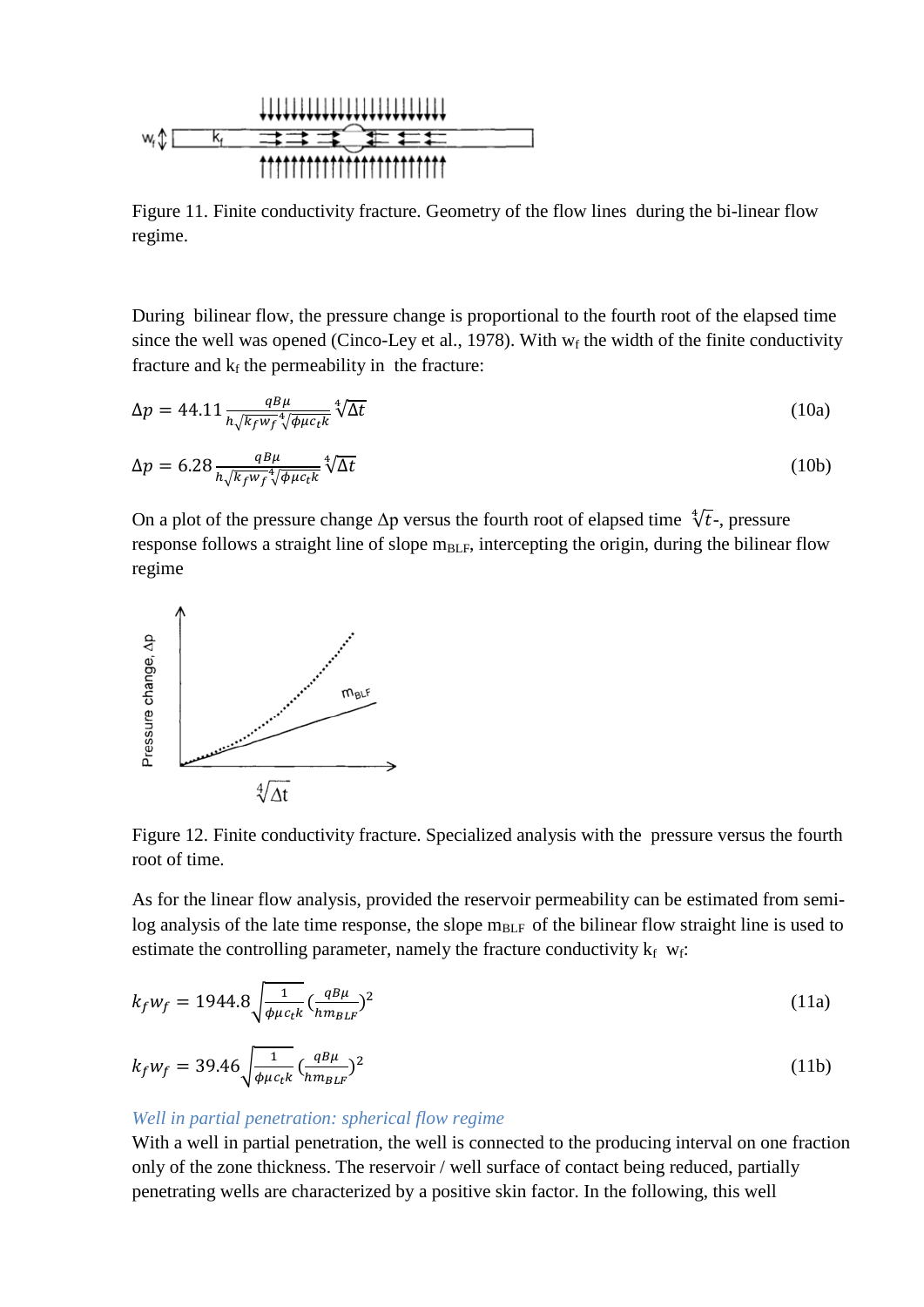Figure 11. Finite conductivity fracture. Geometry of the flow lines during the bi-linear flow regime.

During bilinear flow, the pressure change is proportional to the fourth root of the elapsed time since the well was opened (Cinco-Ley et al., 1978). With $w_f$ the width of the finite conductivity fracture and $k_f$ the permeability in the fracture:

$$\Delta p = 44.11 \frac{qB\mu}{h\sqrt{k_f w_f}\sqrt[4]{\phi\mu c_t k}} \sqrt[4]{\Delta t} \tag{10a}$$

$$\Delta p = 6.28 \frac{qB\mu}{h\sqrt{k_f w_f}\sqrt[4]{\phi\mu c_t k}} \sqrt[4]{\Delta t} \tag{10b}$$

On a plot of the pressure change Δp versus the fourth root of elapsed time $\sqrt[4]{t}$-, pressure response follows a straight line of slope $m_{BLF}$, intercepting the origin, during the bilinear flow regime

Figure 12. Finite conductivity fracture. Specialized analysis with the pressure versus the fourth root of time.

As for the linear flow analysis, provided the reservoir permeability can be estimated from semi-log analysis of the late time response, the slope $m_{BLF}$ of the bilinear flow straight line is used to estimate the controlling parameter, namely the fracture conductivity $k_f$ $w_f$:

$$k_f w_f = 1944.8 \sqrt{\frac{1}{\phi\mu c_t k}} \left(\frac{qB\mu}{hm_{BLF}}\right)^2 \tag{11a}$$

$$k_f w_f = 39.46 \sqrt{\frac{1}{\phi\mu c_t k}} \left(\frac{qB\mu}{hm_{BLF}}\right)^2 \tag{11b}$$

### *Well in partial penetration: spherical flow regime*

With a well in partial penetration, the well is connected to the producing interval on one fraction only of the zone thickness. The reservoir / well surface of contact being reduced, partially penetrating wells are characterized by a positive skin factor. In the following, this well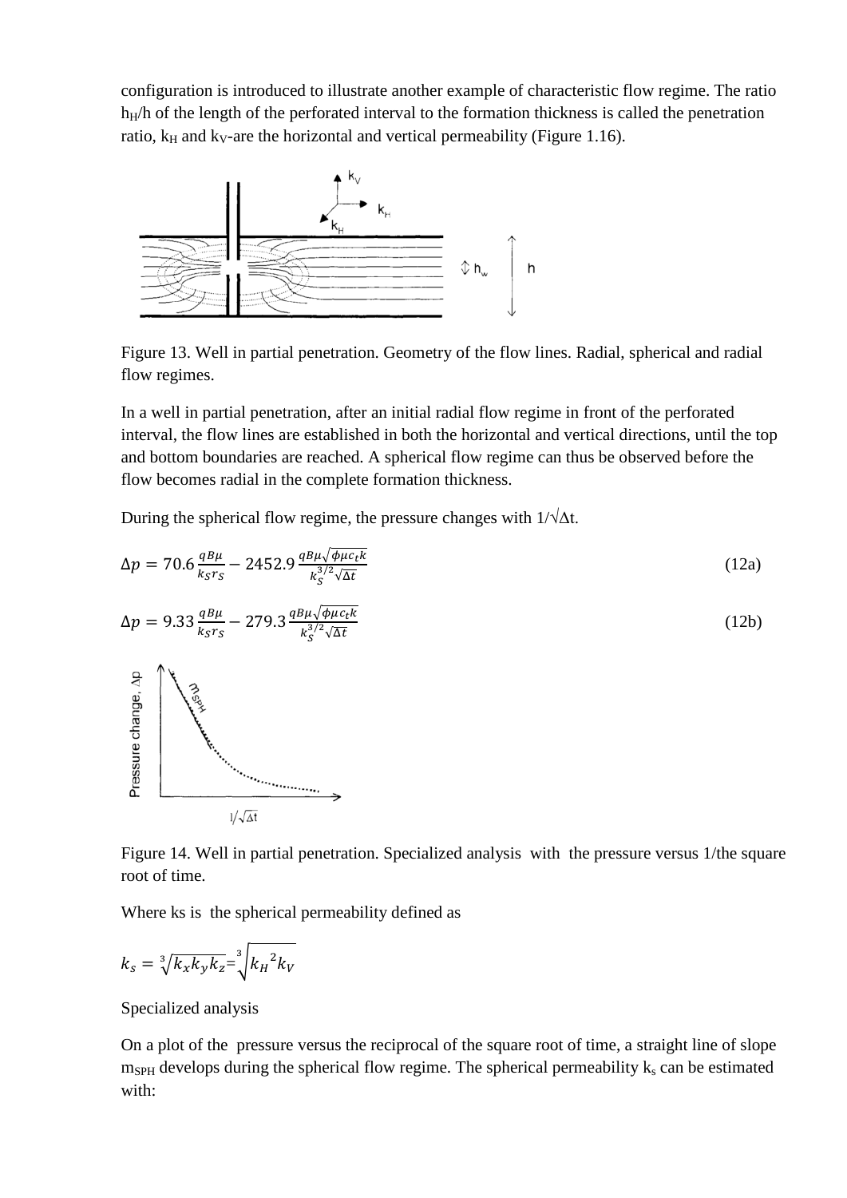configuration is introduced to illustrate another example of characteristic flow regime. The ratio $h_H/h$ of the length of the perforated interval to the formation thickness is called the penetration ratio, $k_H$ and $k_V$-are the horizontal and vertical permeability (Figure 1.16).

Figure 13. Well in partial penetration. Geometry of the flow lines. Radial, spherical and radial flow regimes.

In a well in partial penetration, after an initial radial flow regime in front of the perforated interval, the flow lines are established in both the horizontal and vertical directions, until the top and bottom boundaries are reached. A spherical flow regime can thus be observed before the flow becomes radial in the complete formation thickness.

During the spherical flow regime, the pressure changes with $1/\sqrt{\Delta t}$.

$$\Delta p = 70.6 \frac{qB\mu}{k_S r_S} - 2452.9 \frac{qB\mu\sqrt{\phi\mu c_t k}}{k_S^{3/2}\sqrt{\Delta t}} \tag{12a}$$

$$\Delta p = 9.33 \frac{qB\mu}{k_S r_S} - 279.3 \frac{qB\mu\sqrt{\phi\mu c_t k}}{k_S^{3/2}\sqrt{\Delta t}} \tag{12b}$$

Figure 14. Well in partial penetration. Specialized analysis with the pressure versus 1/the square root of time.

Where ks is the spherical permeability defined as

$$k_s = \sqrt[3]{k_x k_y k_z} = \sqrt[3]{{k_H}^2 k_V}$$

Specialized analysis

On a plot of the pressure versus the reciprocal of the square root of time, a straight line of slope $m_{SPH}$ develops during the spherical flow regime. The spherical permeability $k_s$ can be estimated with: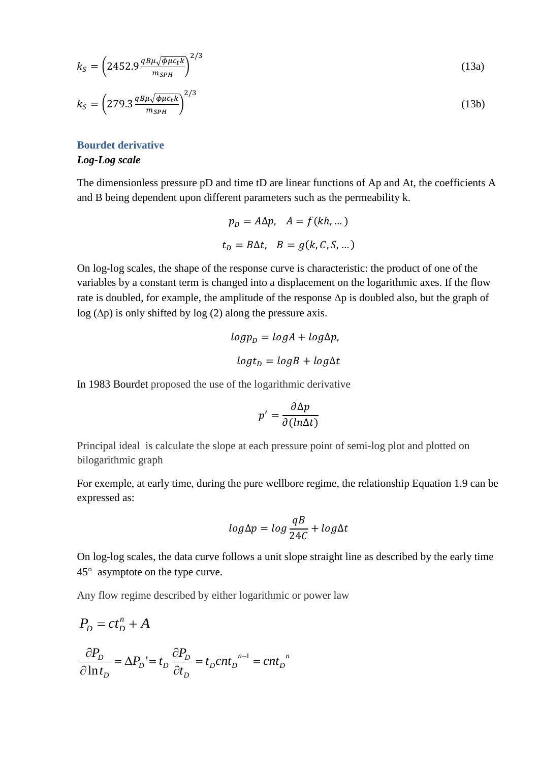$$k_S = \left(2452.9 \frac{qB\mu\sqrt{\phi\mu c_t k}}{m_{SPH}}\right)^{2/3} \tag{13a}$$

$$k_S = \left(279.3 \frac{qB\mu\sqrt{\phi\mu c_t k}}{m_{SPH}}\right)^{2/3} \tag{13b}$$

## Bourdet derivative

### *Log-Log scale*

The dimensionless pressure pD and time tD are linear functions of Ap and At, the coefficients A and B being dependent upon different parameters such as the permeability k.

$$p_D = A\Delta p, \quad A = f(kh, \ldots)$$

$$t_D = B\Delta t, \quad B = g(k, C, S, \ldots)$$

On log-log scales, the shape of the response curve is characteristic: the product of one of the variables by a constant term is changed into a displacement on the logarithmic axes. If the flow rate is doubled, for example, the amplitude of the response Δp is doubled also, but the graph of log (Δp) is only shifted by log (2) along the pressure axis.

$$log p_D = log A + log \Delta p,$$

$$log t_D = log B + log \Delta t$$

In 1983 Bourdet proposed the use of the logarithmic derivative

$$p' = \frac{\partial \Delta p}{\partial (ln \Delta t)}$$

Principal ideal is calculate the slope at each pressure point of semi-log plot and plotted on bilogarithmic graph

For exemple, at early time, during the pure wellbore regime, the relationship Equation 1.9 can be expressed as:

$$log \Delta p = log \frac{qB}{24C} + log \Delta t$$

On log-log scales, the data curve follows a unit slope straight line as described by the early time 45° asymptote on the type curve.

Any flow regime described by either logarithmic or power law

$$P_D = ct_D^n + A$$

$$\frac{\partial P_D}{\partial \ln t_D} = \Delta P_D' = t_D \frac{\partial P_D}{\partial t_D} = t_D cnt_D{}^{n-1} = cnt_D{}^n$$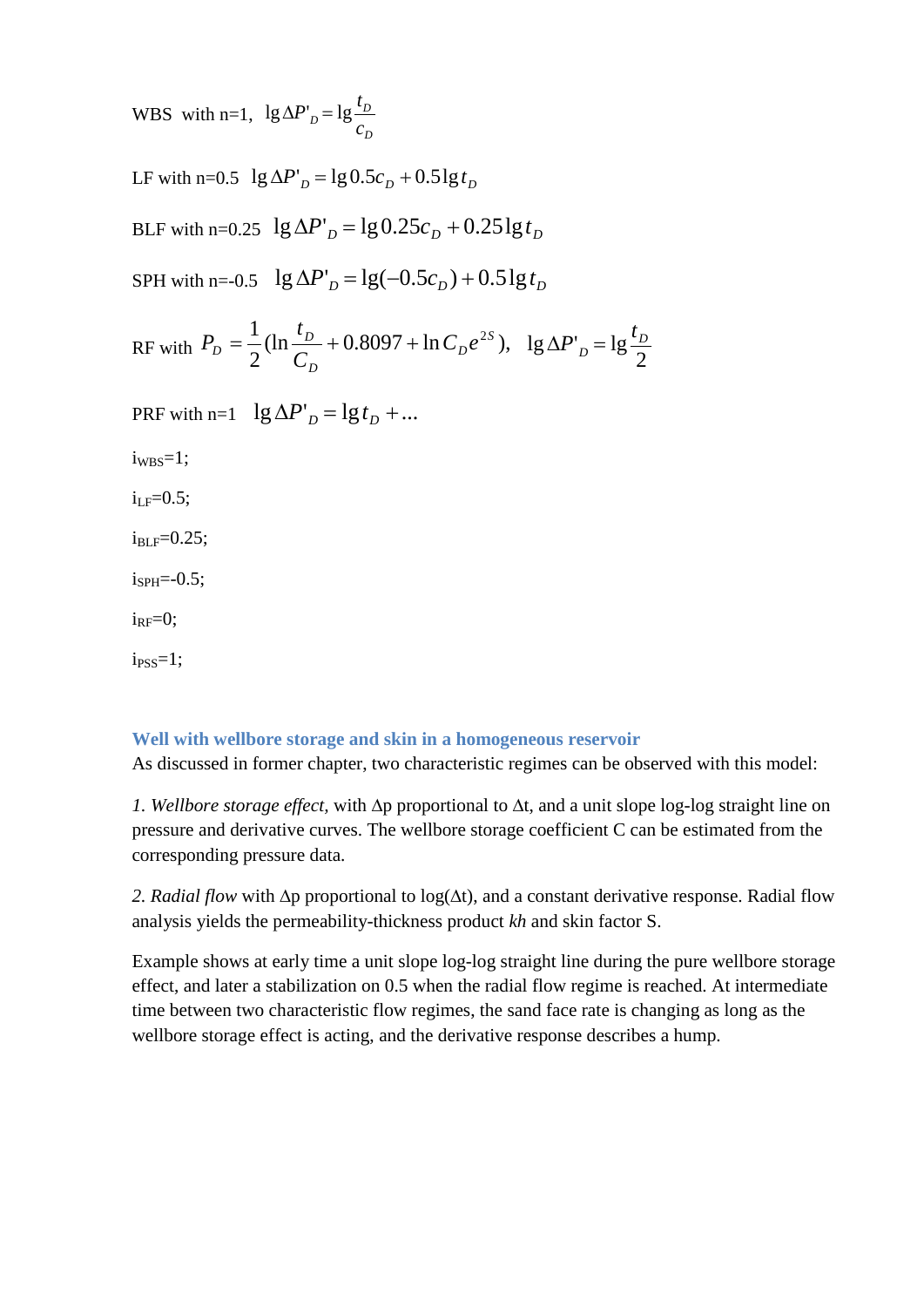WBS with n=1, $\lg \Delta P'_D = \lg \frac{t_D}{c_D}$

LF with n=0.5 $\lg \Delta P'_D = \lg 0.5 c_D + 0.5 \lg t_D$

BLF with n=0.25 $\lg \Delta P'_D = \lg 0.25 c_D + 0.25 \lg t_D$

SPH with n=-0.5 $\lg \Delta P'_D = \lg(-0.5 c_D) + 0.5 \lg t_D$

RF with $P_D = \frac{1}{2}(\ln \frac{t_D}{C_D} + 0.8097 + \ln C_D e^{2S})$, $\lg \Delta P'_D = \lg \frac{t_D}{2}$

PRF with n=1 $\lg \Delta P'_D = \lg t_D + ...$

$i_{WBS}$=1;

$i_{LF}$=0.5;

$i_{BLF}$=0.25;

$i_{SPH}$=-0.5;

$i_{RF}$=0;

$i_{PSS}$=1;

### Well with wellbore storage and skin in a homogeneous reservoir

As discussed in former chapter, two characteristic regimes can be observed with this model:

1. *Wellbore storage effect*, with Δp proportional to Δt, and a unit slope log-log straight line on pressure and derivative curves. The wellbore storage coefficient C can be estimated from the corresponding pressure data.

2. *Radial flow* with Δp proportional to log(Δt), and a constant derivative response. Radial flow analysis yields the permeability-thickness product *kh* and skin factor S.

Example shows at early time a unit slope log-log straight line during the pure wellbore storage effect, and later a stabilization on 0.5 when the radial flow regime is reached. At intermediate time between two characteristic flow regimes, the sand face rate is changing as long as the wellbore storage effect is acting, and the derivative response describes a hump.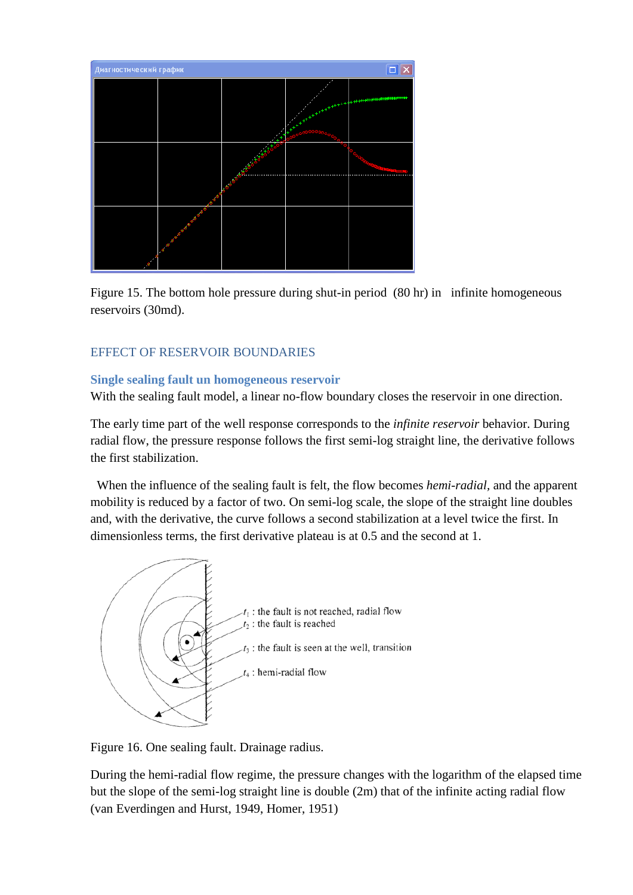Figure 15. The bottom hole pressure during shut-in period (80 hr) in infinite homogeneous reservoirs (30md).

## EFFECT OF RESERVOIR BOUNDARIES

### Single sealing fault un homogeneous reservoir

With the sealing fault model, a linear no-flow boundary closes the reservoir in one direction.

The early time part of the well response corresponds to the *infinite reservoir* behavior. During radial flow, the pressure response follows the first semi-log straight line, the derivative follows the first stabilization.

When the influence of the sealing fault is felt, the flow becomes *hemi-radial,* and the apparent mobility is reduced by a factor of two. On semi-log scale, the slope of the straight line doubles and, with the derivative, the curve follows a second stabilization at a level twice the first. In dimensionless terms, the first derivative plateau is at 0.5 and the second at 1.

Figure 16. One sealing fault. Drainage radius.

During the hemi-radial flow regime, the pressure changes with the logarithm of the elapsed time but the slope of the semi-log straight line is double (2m) that of the infinite acting radial flow (van Everdingen and Hurst, 1949, Homer, 1951)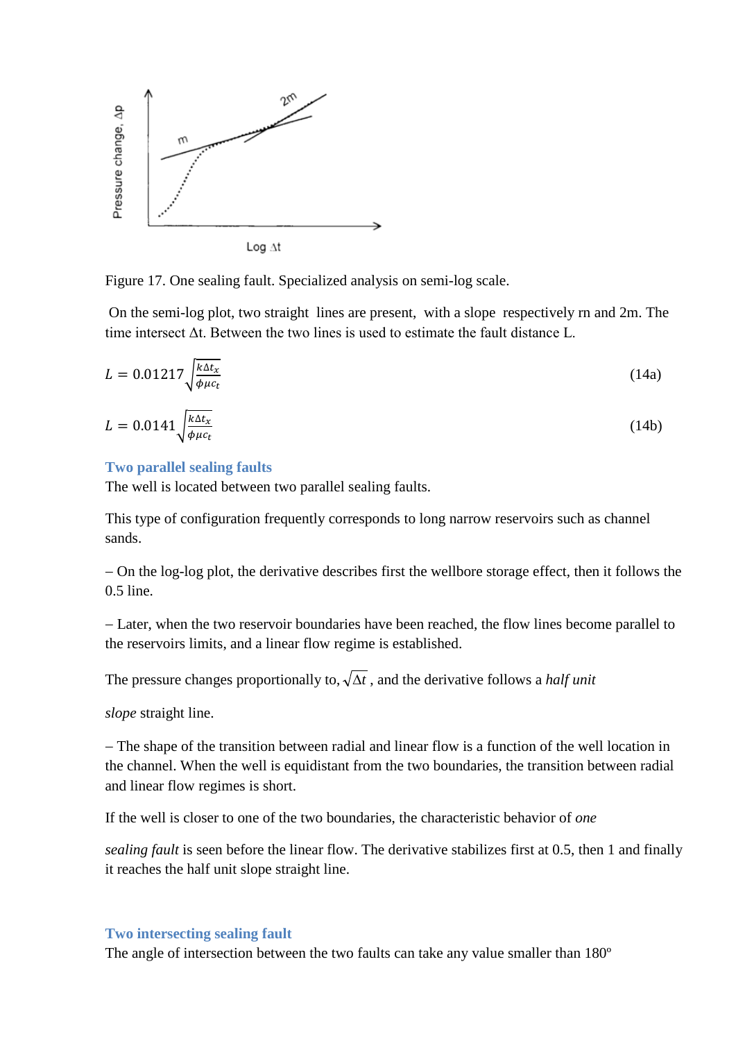Figure 17. One sealing fault. Specialized analysis on semi-log scale.

On the semi-log plot, two straight lines are present, with a slope respectively rn and 2m. The time intersect Δt. Between the two lines is used to estimate the fault distance L.

$$L = 0.01217\sqrt{\frac{k\Delta t_x}{\phi\mu c_t}} \tag{14a}$$

$$L = 0.0141\sqrt{\frac{k\Delta t_x}{\phi\mu c_t}} \tag{14b}$$

### Two parallel sealing faults

The well is located between two parallel sealing faults.

This type of configuration frequently corresponds to long narrow reservoirs such as channel sands.

– On the log-log plot, the derivative describes first the wellbore storage effect, then it follows the 0.5 line.

– Later, when the two reservoir boundaries have been reached, the flow lines become parallel to the reservoirs limits, and a linear flow regime is established.

The pressure changes proportionally to, $\sqrt{\Delta t}$ , and the derivative follows a *half unit slope* straight line.

– The shape of the transition between radial and linear flow is a function of the well location in the channel. When the well is equidistant from the two boundaries, the transition between radial and linear flow regimes is short.

If the well is closer to one of the two boundaries, the characteristic behavior of *one sealing fault* is seen before the linear flow. The derivative stabilizes first at 0.5, then 1 and finally it reaches the half unit slope straight line.

### Two intersecting sealing fault

The angle of intersection between the two faults can take any value smaller than 180º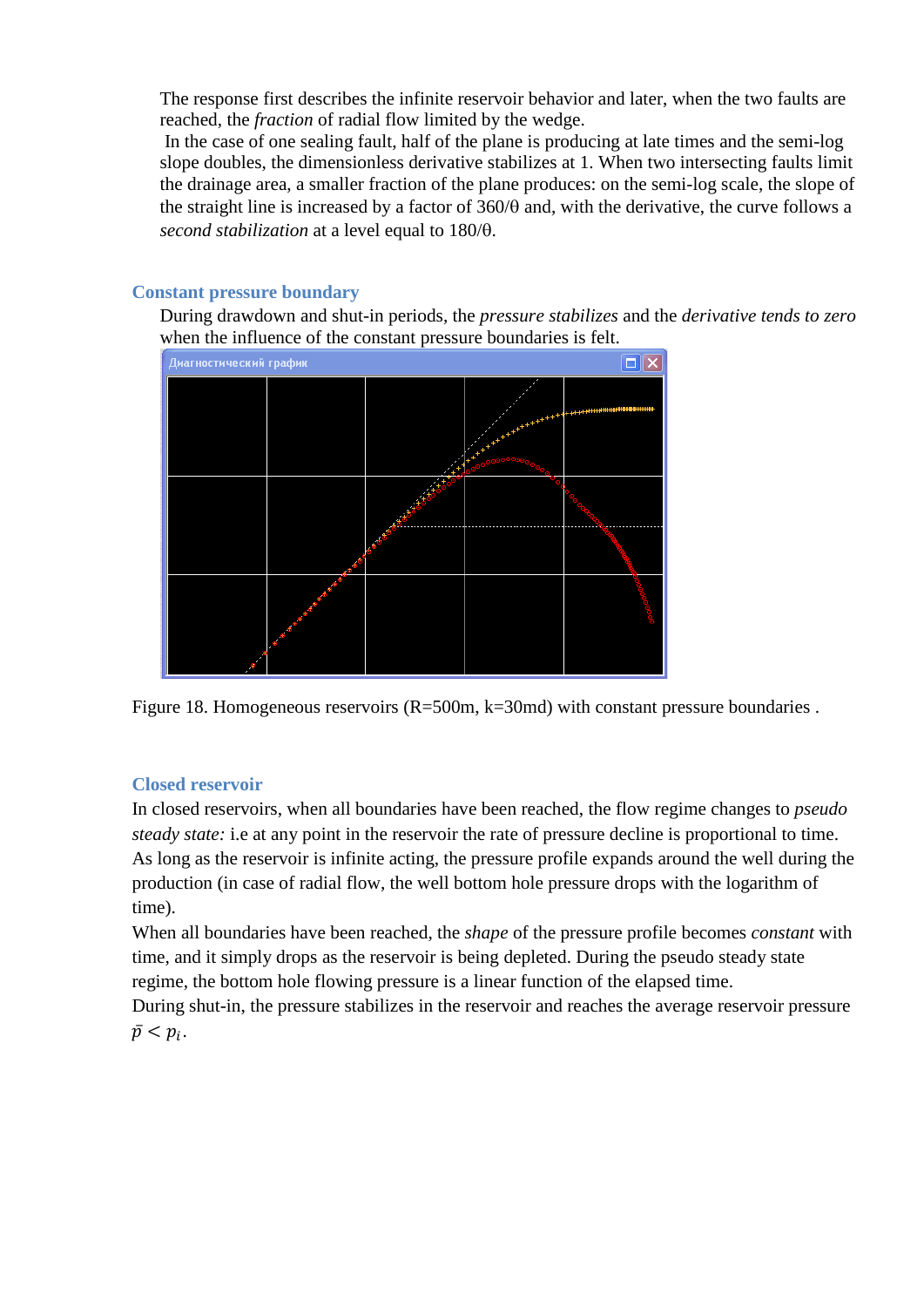The response first describes the infinite reservoir behavior and later, when the two faults are reached, the *fraction* of radial flow limited by the wedge.

In the case of one sealing fault, half of the plane is producing at late times and the semi-log slope doubles, the dimensionless derivative stabilizes at 1. When two intersecting faults limit the drainage area, a smaller fraction of the plane produces: on the semi-log scale, the slope of the straight line is increased by a factor of 360/θ and, with the derivative, the curve follows a *second stabilization* at a level equal to 180/θ.

## Constant pressure boundary

During drawdown and shut-in periods, the *pressure stabilizes* and the *derivative tends to zero* when the influence of the constant pressure boundaries is felt.

Figure 18. Homogeneous reservoirs (R=500m, k=30md) with constant pressure boundaries .

## Closed reservoir

In closed reservoirs, when all boundaries have been reached, the flow regime changes to *pseudo steady state:* i.e at any point in the reservoir the rate of pressure decline is proportional to time. As long as the reservoir is infinite acting, the pressure profile expands around the well during the production (in case of radial flow, the well bottom hole pressure drops with the logarithm of time).

When all boundaries have been reached, the *shape* of the pressure profile becomes *constant* with time, and it simply drops as the reservoir is being depleted. During the pseudo steady state regime, the bottom hole flowing pressure is a linear function of the elapsed time.

During shut-in, the pressure stabilizes in the reservoir and reaches the average reservoir pressure $\bar{p} < p_i$.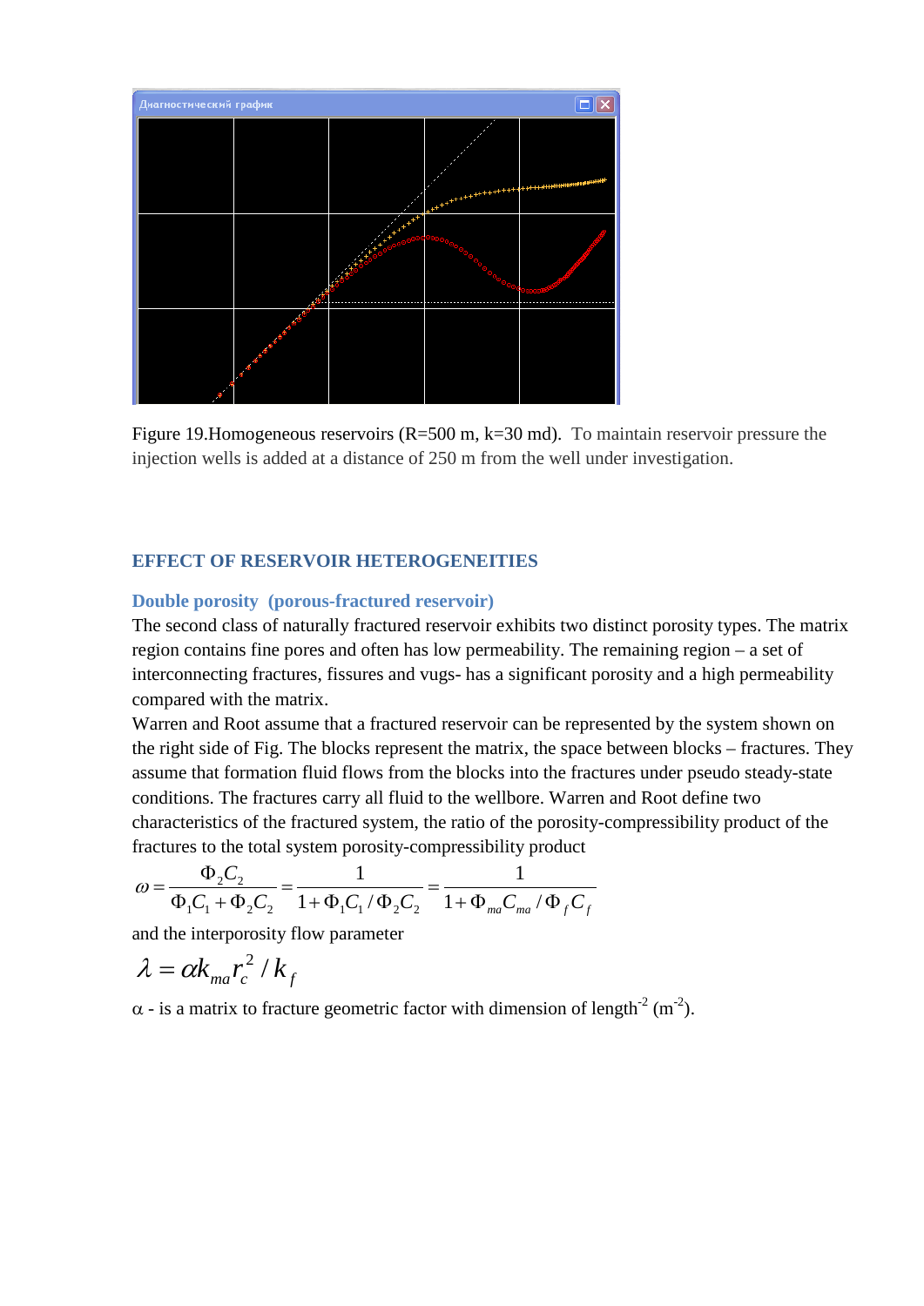Figure 19.Homogeneous reservoirs (R=500 m, k=30 md). To maintain reservoir pressure the injection wells is added at a distance of 250 m from the well under investigation.

## EFFECT OF RESERVOIR HETEROGENEITIES

### Double porosity (porous-fractured reservoir)

The second class of naturally fractured reservoir exhibits two distinct porosity types. The matrix region contains fine pores and often has low permeability. The remaining region – a set of interconnecting fractures, fissures and vugs- has a significant porosity and a high permeability compared with the matrix.

Warren and Root assume that a fractured reservoir can be represented by the system shown on the right side of Fig. The blocks represent the matrix, the space between blocks – fractures. They assume that formation fluid flows from the blocks into the fractures under pseudo steady-state conditions. The fractures carry all fluid to the wellbore. Warren and Root define two characteristics of the fractured system, the ratio of the porosity-compressibility product of the fractures to the total system porosity-compressibility product

$$\omega = \frac{\Phi_2 C_2}{\Phi_1 C_1 + \Phi_2 C_2} = \frac{1}{1 + \Phi_1 C_1 / \Phi_2 C_2} = \frac{1}{1 + \Phi_{ma} C_{ma} / \Phi_f C_f}$$

and the interporosity flow parameter

$$\lambda = \alpha k_{ma} r_c^2 / k_f$$

$\alpha$ - is a matrix to fracture geometric factor with dimension of length$^{-2}$ (m$^{-2}$).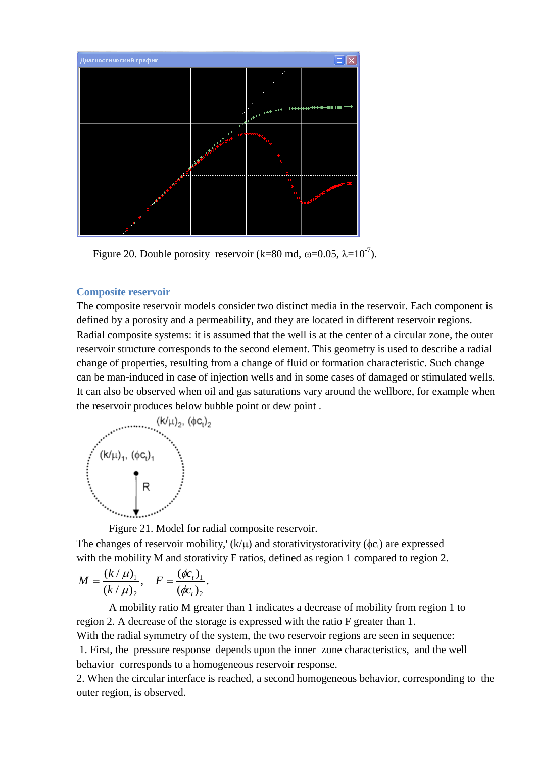Figure 20. Double porosity reservoir (k=80 md, $\omega$=0.05, $\lambda$=$10^{-7}$).

## Composite reservoir

The composite reservoir models consider two distinct media in the reservoir. Each component is defined by a porosity and a permeability, and they are located in different reservoir regions. Radial composite systems: it is assumed that the well is at the center of a circular zone, the outer reservoir structure corresponds to the second element. This geometry is used to describe a radial change of properties, resulting from a change of fluid or formation characteristic. Such change can be man-induced in case of injection wells and in some cases of damaged or stimulated wells. It can also be observed when oil and gas saturations vary around the wellbore, for example when the reservoir produces below bubble point or dew point .

Figure 21. Model for radial composite reservoir.

The changes of reservoir mobility,' ($k/\mu$) and storativitystorativity ($\phi c_t$) are expressed with the mobility M and storativity F ratios, defined as region 1 compared to region 2.

$$M = \frac{(k/\mu)_1}{(k/\mu)_2}, \quad F = \frac{(\phi c_t)_1}{(\phi c_t)_2}.$$

A mobility ratio M greater than 1 indicates a decrease of mobility from region 1 to region 2. A decrease of the storage is expressed with the ratio F greater than 1.

With the radial symmetry of the system, the two reservoir regions are seen in sequence:

1. First, the pressure response depends upon the inner zone characteristics, and the well behavior corresponds to a homogeneous reservoir response.
2. When the circular interface is reached, a second homogeneous behavior, corresponding to the outer region, is observed.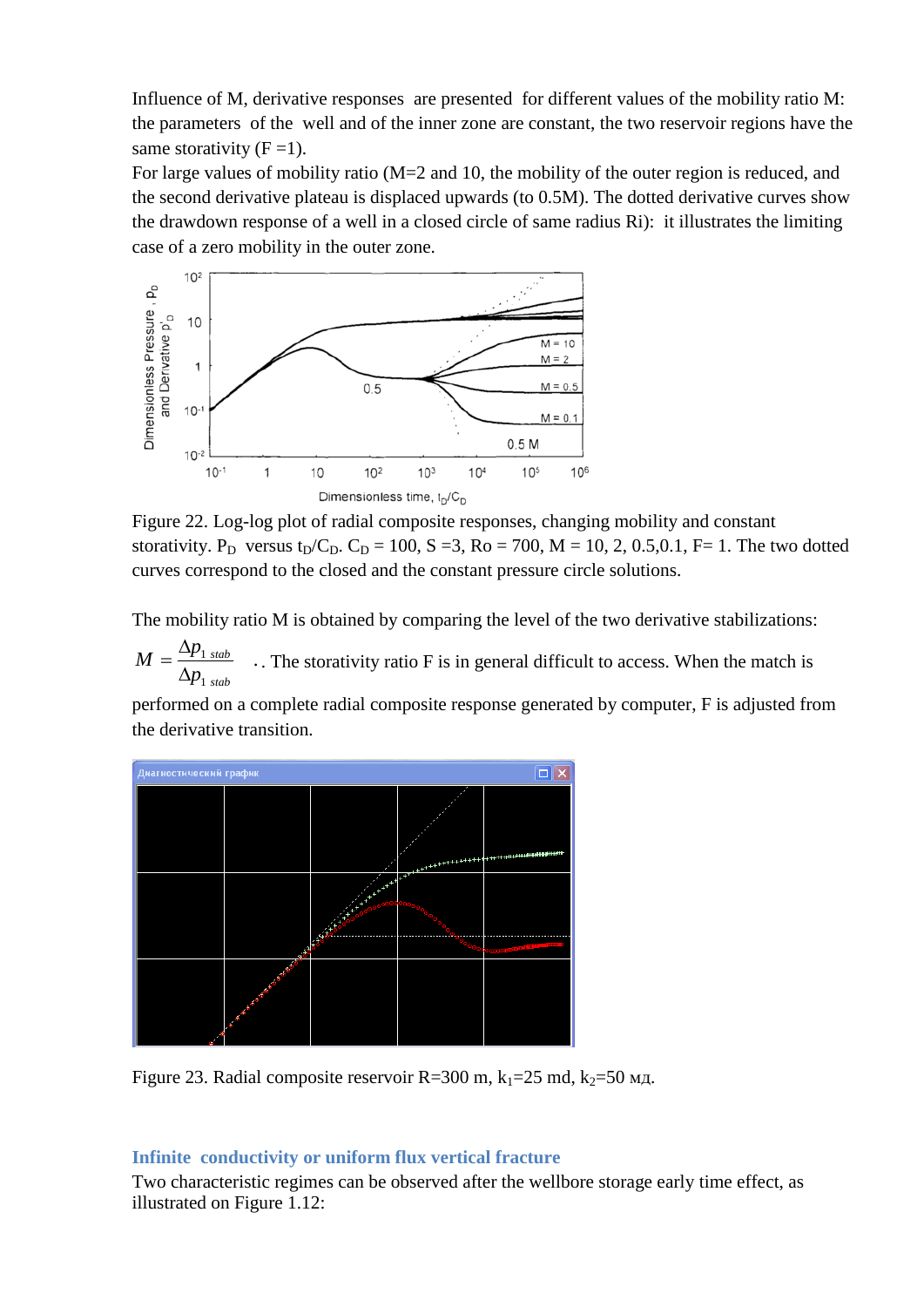Influence of M, derivative responses are presented for different values of the mobility ratio M: the parameters of the well and of the inner zone are constant, the two reservoir regions have the same storativity (F =1).

For large values of mobility ratio (M=2 and 10, the mobility of the outer region is reduced, and the second derivative plateau is displaced upwards (to 0.5M). The dotted derivative curves show the drawdown response of a well in a closed circle of same radius Ri): it illustrates the limiting case of a zero mobility in the outer zone.

Figure 22. Log-log plot of radial composite responses, changing mobility and constant storativity. $P_D$ versus $t_D/C_D$. $C_D$ = 100, S =3, Ro = 700, M = 10, 2, 0.5,0.1, F= 1. The two dotted curves correspond to the closed and the constant pressure circle solutions.

The mobility ratio M is obtained by comparing the level of the two derivative stabilizations:

$M = \frac{\Delta p_{1\ stab}}{\Delta p_{1\ stab}}$ . . The storativity ratio F is in general difficult to access. When the match is performed on a complete radial composite response generated by computer, F is adjusted from the derivative transition.

Figure 23. Radial composite reservoir R=300 m, $k_1$=25 md, $k_2$=50 мд.

## Infinite conductivity or uniform flux vertical fracture

Two characteristic regimes can be observed after the wellbore storage early time effect, as illustrated on Figure 1.12: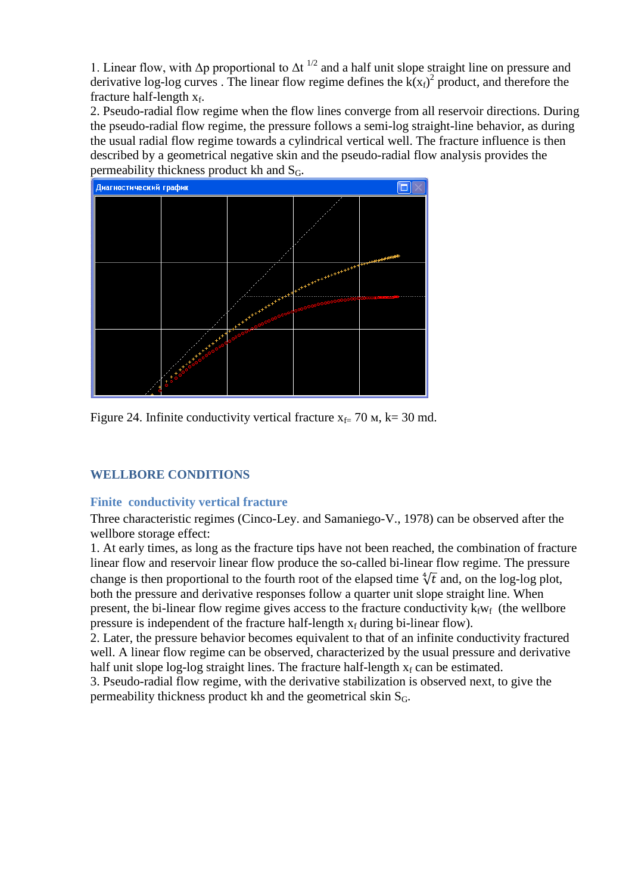1. Linear flow, with Δp proportional to $\Delta t^{1/2}$ and a half unit slope straight line on pressure and derivative log-log curves . The linear flow regime defines the $k(x_f)^2$ product, and therefore the fracture half-length $x_f$.
2. Pseudo-radial flow regime when the flow lines converge from all reservoir directions. During the pseudo-radial flow regime, the pressure follows a semi-log straight-line behavior, as during the usual radial flow regime towards a cylindrical vertical well. The fracture influence is then described by a geometrical negative skin and the pseudo-radial flow analysis provides the permeability thickness product kh and $S_G$.

Figure 24. Infinite conductivity vertical fracture $x_{f=}$ 70 м, k= 30 md.

## WELLBORE CONDITIONS

### Finite conductivity vertical fracture

Three characteristic regimes (Cinco-Ley. and Samaniego-V., 1978) can be observed after the wellbore storage effect:
1. At early times, as long as the fracture tips have not been reached, the combination of fracture linear flow and reservoir linear flow produce the so-called bi-linear flow regime. The pressure change is then proportional to the fourth root of the elapsed time $\sqrt[4]{t}$ and, on the log-log plot, both the pressure and derivative responses follow a quarter unit slope straight line. When present, the bi-linear flow regime gives access to the fracture conductivity $k_f w_f$ (the wellbore pressure is independent of the fracture half-length $x_f$ during bi-linear flow).
2. Later, the pressure behavior becomes equivalent to that of an infinite conductivity fractured well. A linear flow regime can be observed, characterized by the usual pressure and derivative half unit slope log-log straight lines. The fracture half-length $x_f$ can be estimated.
3. Pseudo-radial flow regime, with the derivative stabilization is observed next, to give the permeability thickness product kh and the geometrical skin $S_G$.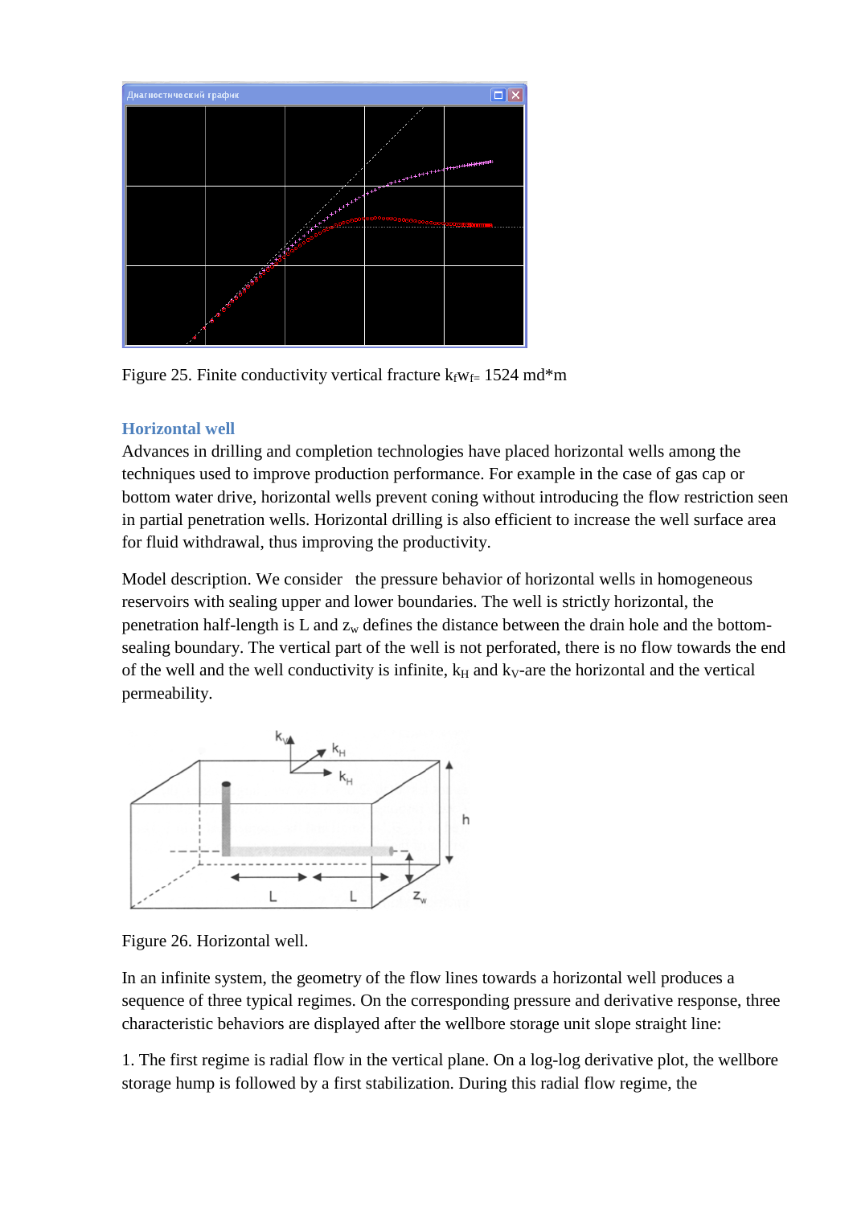Figure 25. Finite conductivity vertical fracture $k_f w_{f=}$ 1524 md*m

## Horizontal well

Advances in drilling and completion technologies have placed horizontal wells among the techniques used to improve production performance. For example in the case of gas cap or bottom water drive, horizontal wells prevent coning without introducing the flow restriction seen in partial penetration wells. Horizontal drilling is also efficient to increase the well surface area for fluid withdrawal, thus improving the productivity.

Model description. We consider the pressure behavior of horizontal wells in homogeneous reservoirs with sealing upper and lower boundaries. The well is strictly horizontal, the penetration half-length is L and $z_w$ defines the distance between the drain hole and the bottom-sealing boundary. The vertical part of the well is not perforated, there is no flow towards the end of the well and the well conductivity is infinite, $k_H$ and $k_V$-are the horizontal and the vertical permeability.

Figure 26. Horizontal well.

In an infinite system, the geometry of the flow lines towards a horizontal well produces a sequence of three typical regimes. On the corresponding pressure and derivative response, three characteristic behaviors are displayed after the wellbore storage unit slope straight line:

1. The first regime is radial flow in the vertical plane. On a log-log derivative plot, the wellbore storage hump is followed by a first stabilization. During this radial flow regime, the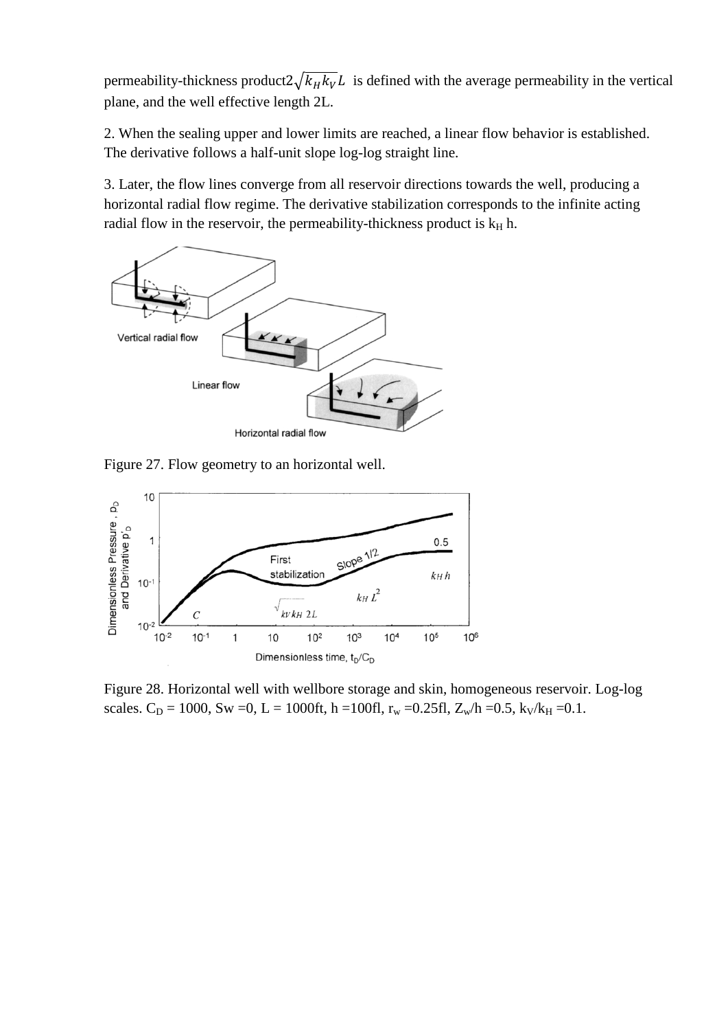permeability-thickness product $2\sqrt{k_H k_V} L$ is defined with the average permeability in the vertical plane, and the well effective length 2L.

2. When the sealing upper and lower limits are reached, a linear flow behavior is established. The derivative follows a half-unit slope log-log straight line.

3. Later, the flow lines converge from all reservoir directions towards the well, producing a horizontal radial flow regime. The derivative stabilization corresponds to the infinite acting radial flow in the reservoir, the permeability-thickness product is $k_H$ h.

Figure 27. Flow geometry to an horizontal well.

Figure 28. Horizontal well with wellbore storage and skin, homogeneous reservoir. Log-log scales. $C_D$ = 1000, Sw =0, L = 1000ft, h =100fl, $r_w$ =0.25fl, $Z_w/h$ =0.5, $k_V/k_H$ =0.1.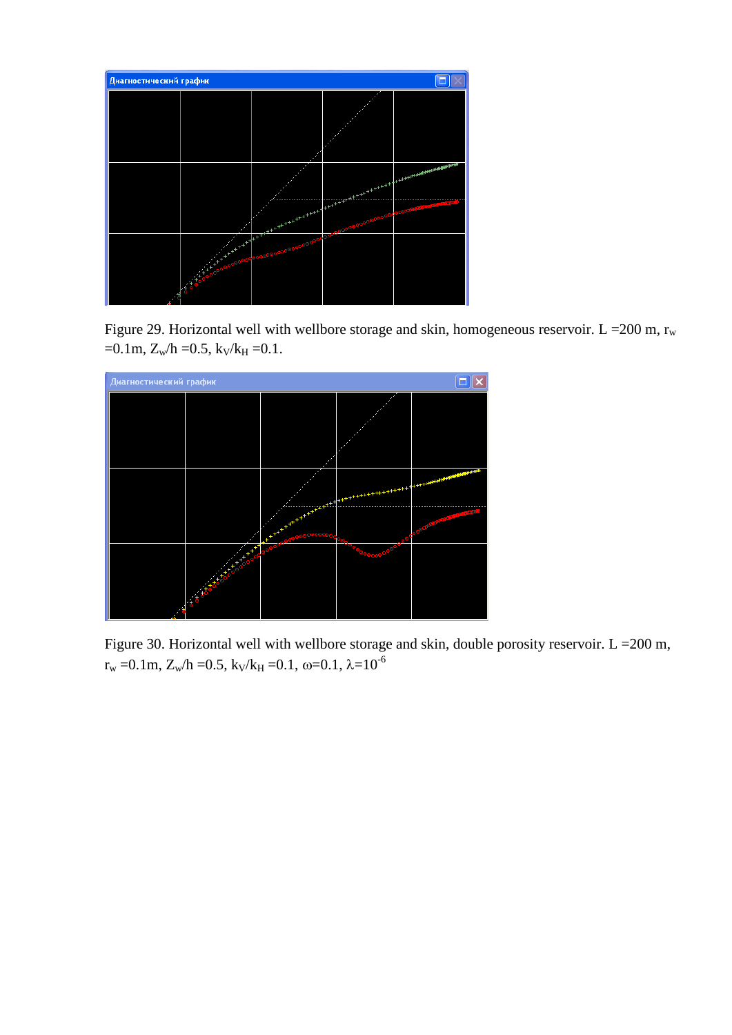Figure 29. Horizontal well with wellbore storage and skin, homogeneous reservoir. L =200 m, $r_w$ =0.1m, $Z_w/h$ =0.5, $k_V/k_H$ =0.1.

Figure 30. Horizontal well with wellbore storage and skin, double porosity reservoir. L =200 m, $r_w$ =0.1m, $Z_w/h$ =0.5, $k_V/k_H$ =0.1, $\omega$=0.1, $\lambda$=$10^{-6}$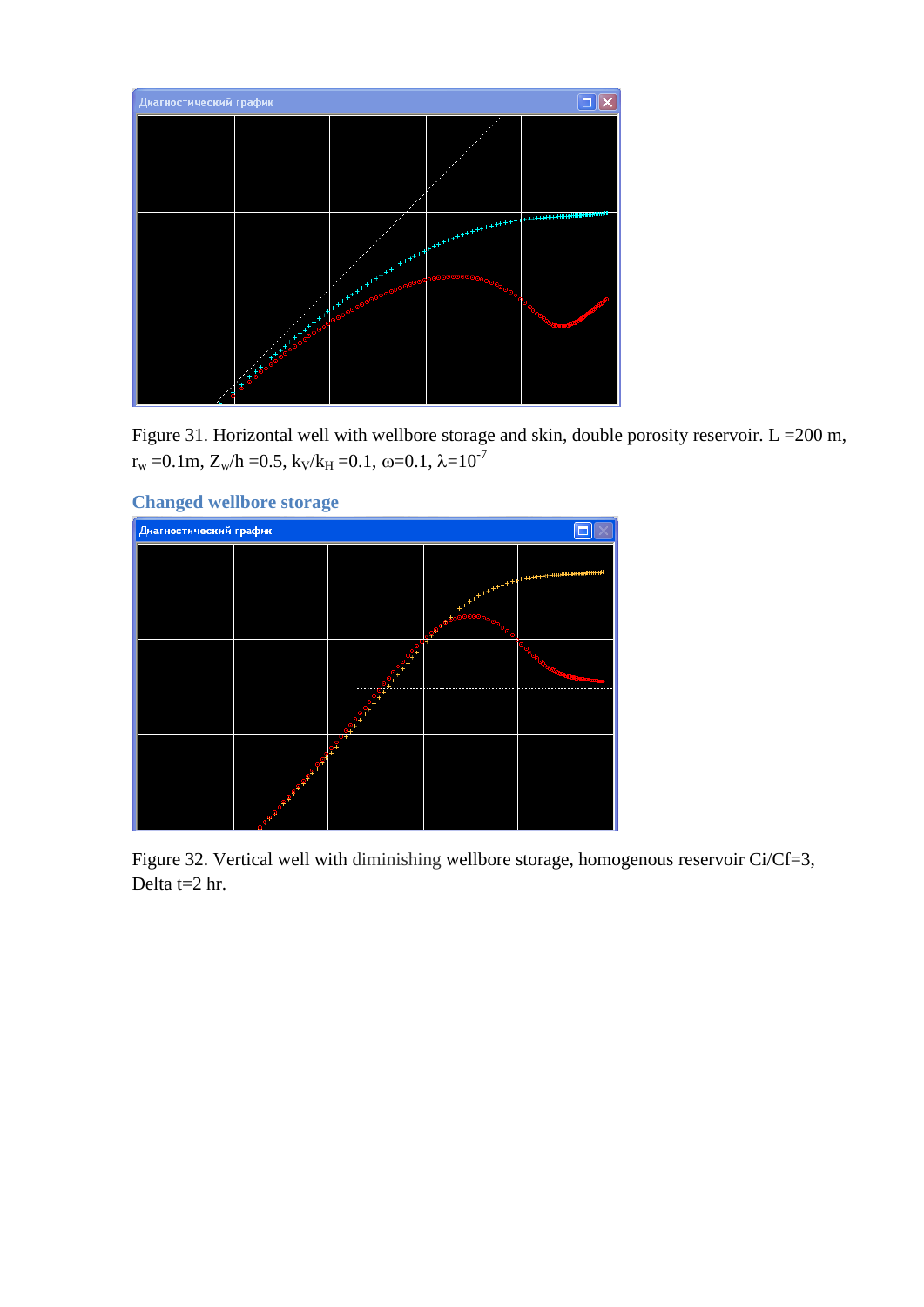Figure 31. Horizontal well with wellbore storage and skin, double porosity reservoir. L =200 m, $r_w$ =0.1m, $Z_w/h$ =0.5, $k_V/k_H$ =0.1, ω=0.1, $\lambda=10^{-7}$

## Changed wellbore storage

Figure 32. Vertical well with diminishing wellbore storage, homogenous reservoir Ci/Cf=3, Delta t=2 hr.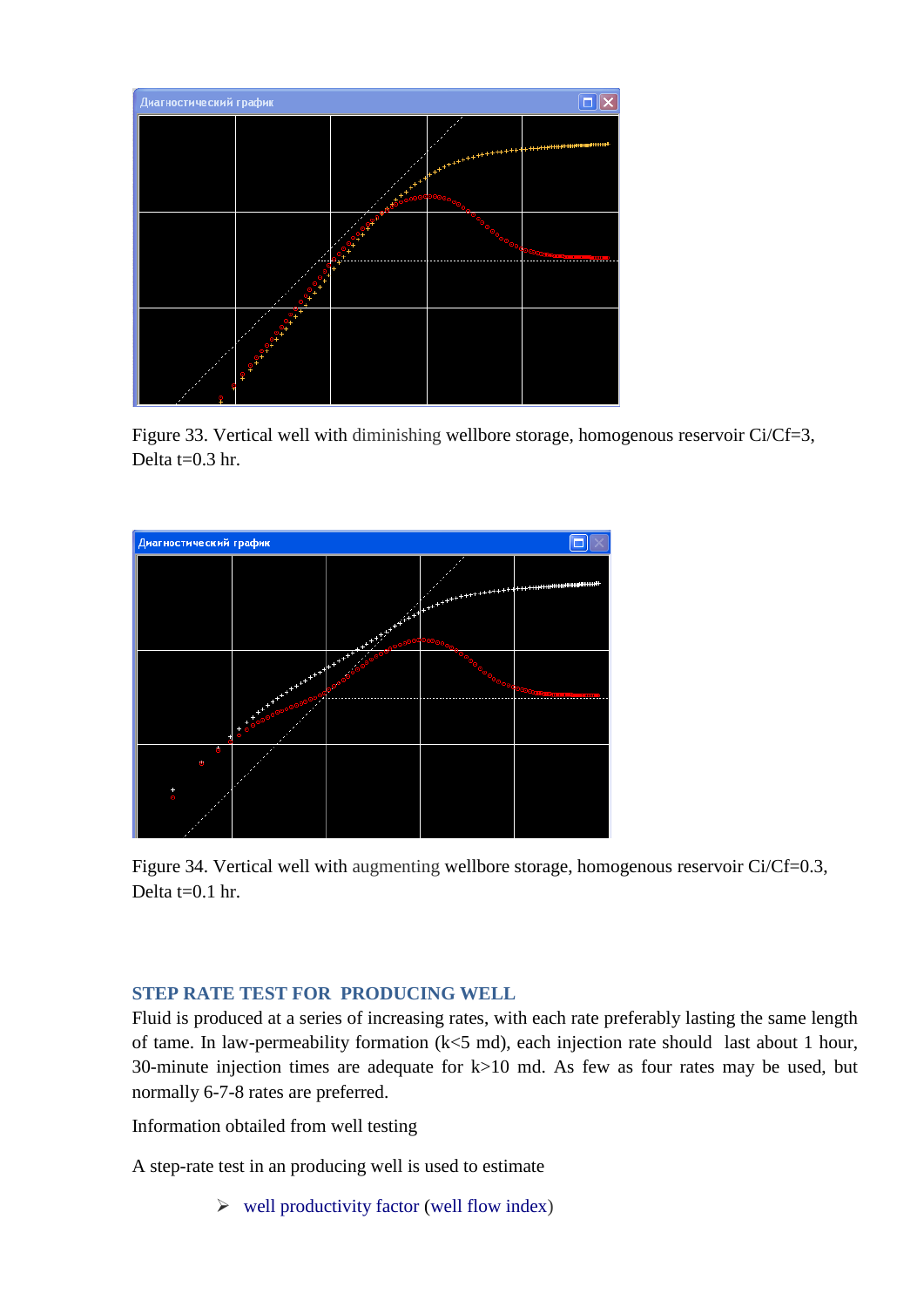Figure 33. Vertical well with diminishing wellbore storage, homogenous reservoir Ci/Cf=3, Delta t=0.3 hr.

Figure 34. Vertical well with augmenting wellbore storage, homogenous reservoir Ci/Cf=0.3, Delta t=0.1 hr.

## STEP RATE TEST FOR PRODUCING WELL

Fluid is produced at a series of increasing rates, with each rate preferably lasting the same length of tame. In law-permeability formation (k<5 md), each injection rate should last about 1 hour, 30-minute injection times are adequate for k>10 md. As few as four rates may be used, but normally 6-7-8 rates are preferred.

Information obtained from well testing

A step-rate test in an producing well is used to estimate

- well productivity factor (well flow index)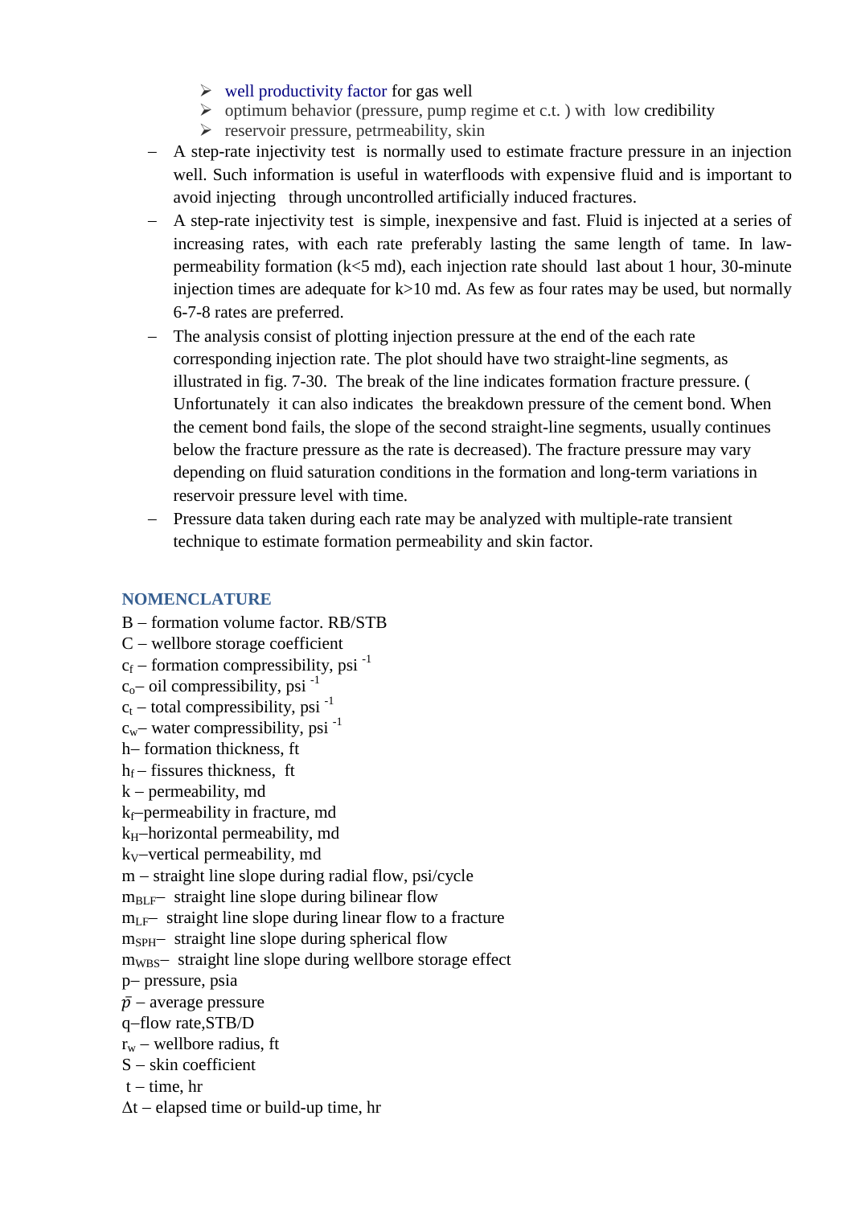- well productivity factor for gas well
- optimum behavior (pressure, pump regime et c.t. ) with low credibility
- reservoir pressure, petrmeability, skin

– A step-rate injectivity test is normally used to estimate fracture pressure in an injection well. Such information is useful in waterfloods with expensive fluid and is important to avoid injecting through uncontrolled artificially induced fractures.

– A step-rate injectivity test is simple, inexpensive and fast. Fluid is injected at a series of increasing rates, with each rate preferably lasting the same length of tame. In law-permeability formation (k<5 md), each injection rate should last about 1 hour, 30-minute injection times are adequate for k>10 md. As few as four rates may be used, but normally 6-7-8 rates are preferred.

– The analysis consist of plotting injection pressure at the end of the each rate corresponding injection rate. The plot should have two straight-line segments, as illustrated in fig. 7-30. The break of the line indicates formation fracture pressure. ( Unfortunately it can also indicates the breakdown pressure of the cement bond. When the cement bond fails, the slope of the second straight-line segments, usually continues below the fracture pressure as the rate is decreased). The fracture pressure may vary depending on fluid saturation conditions in the formation and long-term variations in reservoir pressure level with time.

– Pressure data taken during each rate may be analyzed with multiple-rate transient technique to estimate formation permeability and skin factor.

## NOMENCLATURE

B – formation volume factor. RB/STB
C – wellbore storage coefficient
$c_f$ – formation compressibility, psi $^{-1}$
$c_o$– oil compressibility, psi $^{-1}$
$c_t$ – total compressibility, psi $^{-1}$
$c_w$– water compressibility, psi $^{-1}$
h– formation thickness, ft
$h_f$ – fissures thickness, ft
k – permeability, md
$k_f$–permeability in fracture, md
$k_H$–horizontal permeability, md
$k_V$–vertical permeability, md
m – straight line slope during radial flow, psi/cycle
$m_{BLF}$– straight line slope during bilinear flow
$m_{LF}$– straight line slope during linear flow to a fracture
$m_{SPH}$– straight line slope during spherical flow
$m_{WBS}$– straight line slope during wellbore storage effect
p– pressure, psia
$\bar{p}$ – average pressure
q–flow rate,STB/D
$r_w$ – wellbore radius, ft
S – skin coefficient
t – time, hr
$\Delta$t – elapsed time or build-up time, hr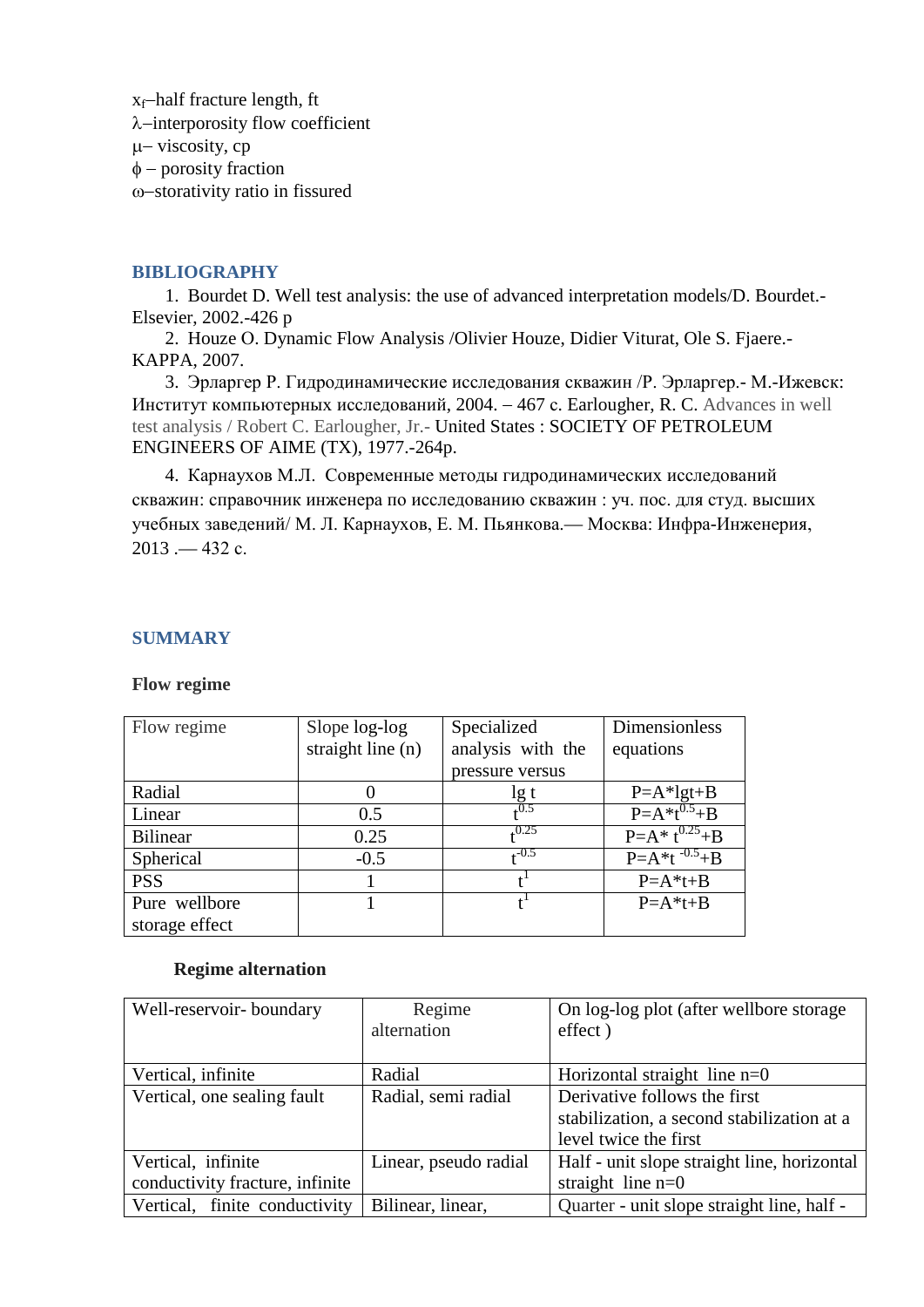$x_f$–half fracture length, ft
$\lambda$–interporosity flow coefficient
$\mu$– viscosity, cp
$\phi$ – porosity fraction
$\omega$–storativity ratio in fissured

## BIBLIOGRAPHY

1. Bourdet D. Well test analysis: the use of advanced interpretation models/D. Bourdet.- Elsevier, 2002.-426 p
2. Houze O. Dynamic Flow Analysis /Olivier Houze, Didier Viturat, Ole S. Fjaere.- KAPPA, 2007.
3. Эрларгер Р. Гидродинамические исследования скважин /Р. Эрларгер.- М.-Ижевск: Институт компьютерных исследований, 2004. – 467 с. Earlougher, R. C. Advances in well test analysis / Robert C. Earlougher, Jr.- United States : SOCIETY OF PETROLEUM ENGINEERS OF AIME (TX), 1977.-264p.
4. Карнаухов М.Л. Современные методы гидродинамических исследований скважин: справочник инженера по исследованию скважин : уч. пос. для студ. высших учебных заведений/ М. Л. Карнаухов, Е. М. Пьянкова.— Москва: Инфра-Инженерия, 2013 .— 432 с.

## SUMMARY

### Flow regime

| Flow regime | Slope log-log straight line (n) | Specialized analysis with the pressure versus | Dimensionless equations |
|---|---|---|---|
| Radial | 0 | lg t | P=A*lgt+B |
| Linear | 0.5 | $t^{0.5}$ | $P=A*t^{0.5}+B$ |
| Bilinear | 0.25 | $t^{0.25}$ | $P=A*t^{0.25}+B$ |
| Spherical | -0.5 | $t^{-0.5}$ | $P=A*t^{-0.5}+B$ |
| PSS | 1 | $t^{1}$ | P=A*t+B |
| Pure wellbore storage effect | 1 | $t^{1}$ | P=A*t+B |

### Regime alternation

| Well-reservoir- boundary | Regime alternation | On log-log plot (after wellbore storage effect ) |
|---|---|---|
| Vertical, infinite | Radial | Horizontal straight line n=0 |
| Vertical, one sealing fault | Radial, semi radial | Derivative follows the first stabilization, a second stabilization at a level twice the first |
| Vertical, infinite conductivity fracture, infinite | Linear, pseudo radial | Half - unit slope straight line, horizontal straight line n=0 |
| Vertical, finite conductivity | Bilinear, linear, | Quarter - unit slope straight line, half - |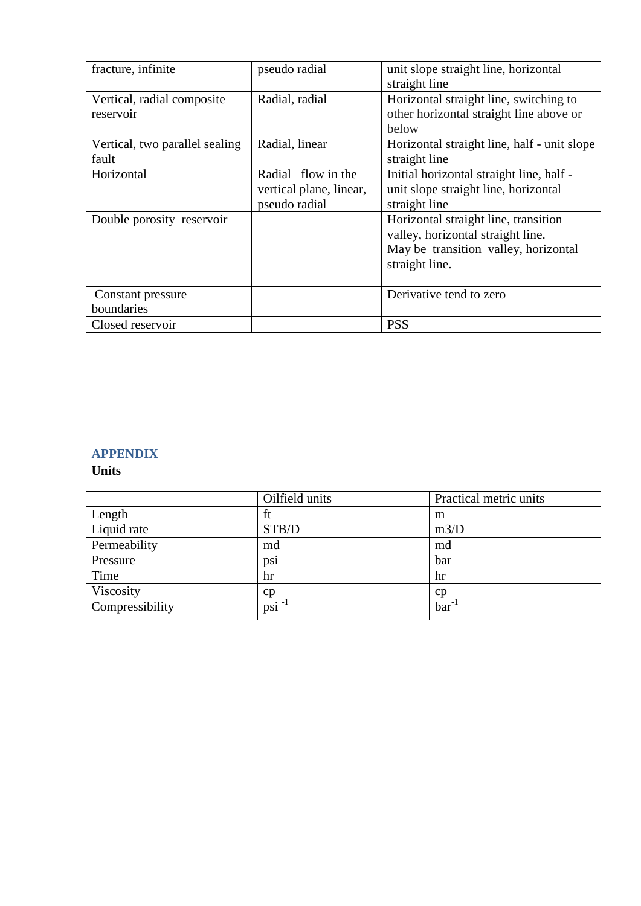| | | |
|---|---|---|
| fracture, infinite | pseudo radial | unit slope straight line, horizontal straight line |
| Vertical, radial composite reservoir | Radial, radial | Horizontal straight line, switching to other horizontal straight line above or below |
| Vertical, two parallel sealing fault | Radial, linear | Horizontal straight line, half - unit slope straight line |
| Horizontal | Radial flow in the vertical plane, linear, pseudo radial | Initial horizontal straight line, half - unit slope straight line, horizontal straight line |
| Double porosity reservoir | | Horizontal straight line, transition valley, horizontal straight line. May be transition valley, horizontal straight line. |
| Constant pressure boundaries | | Derivative tend to zero |
| Closed reservoir | | PSS |

## APPENDIX

**Units**

| | Oilfield units | Practical metric units |
|---|---|---|
| Length | ft | m |
| Liquid rate | STB/D | m3/D |
| Permeability | md | md |
| Pressure | psi | bar |
| Time | hr | hr |
| Viscosity | cp | cp |
| Compressibility | $psi^{-1}$ | $bar^{-1}$ |